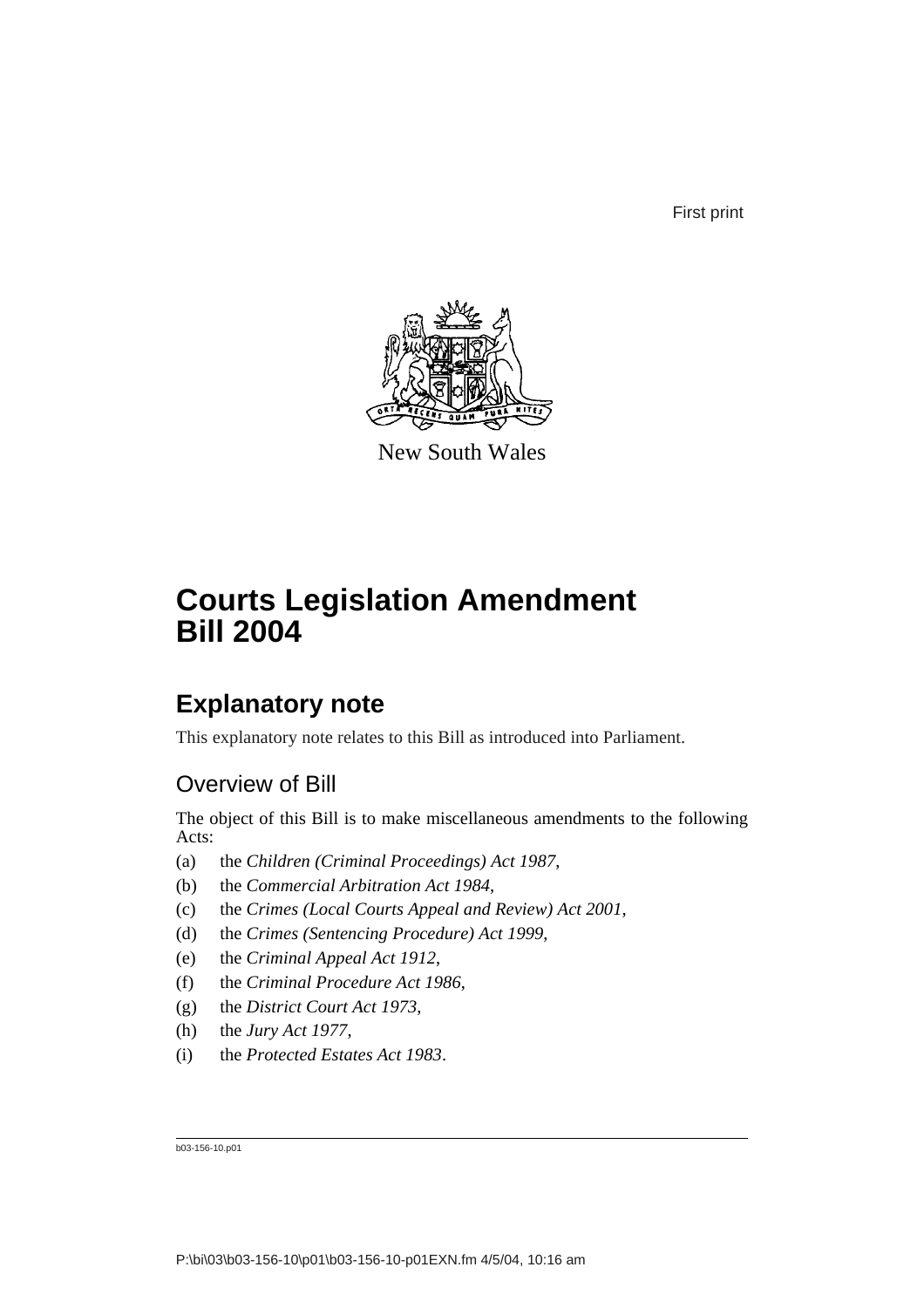First print

New South Wales

# Courts Legislation Amendment Bill 2004

## Explanatory note

This explanatory note relates to this Bill as introduced into Parliament.

### Overview of Bill

The object of this Bill is to make miscellaneous amendments to the following Acts:

(a) the *Children (Criminal Proceedings) Act 1987*,

(b) the *Commercial Arbitration Act 1984*,

(c) the *Crimes (Local Courts Appeal and Review) Act 2001*,

(d) the *Crimes (Sentencing Procedure) Act 1999*,

(e) the *Criminal Appeal Act 1912*,

(f) the *Criminal Procedure Act 1986*,

(g) the *District Court Act 1973*,

(h) the *Jury Act 1977*,

(i) the *Protected Estates Act 1983*.

b03-156-10.p01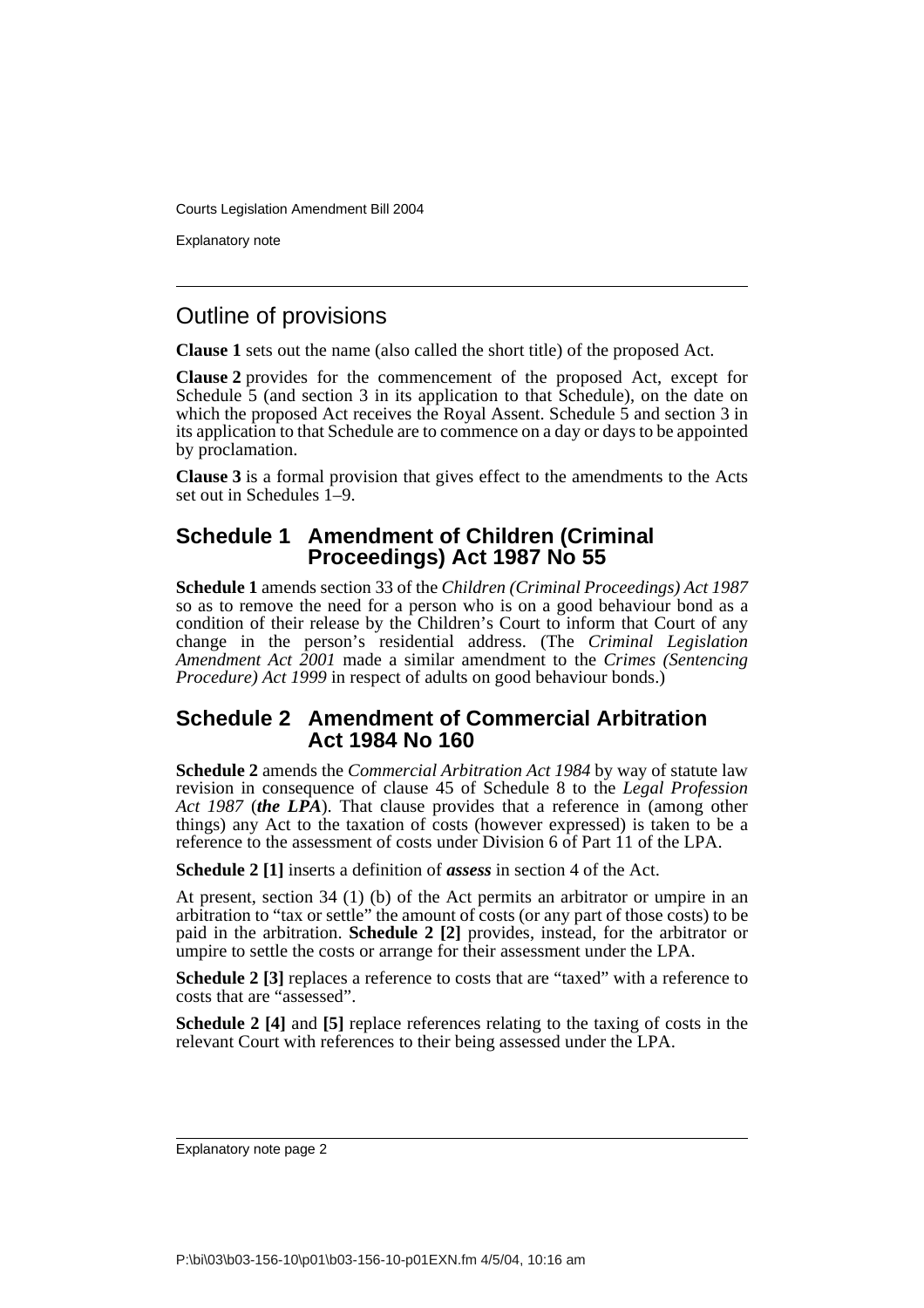## Outline of provisions

**Clause 1** sets out the name (also called the short title) of the proposed Act.

**Clause 2** provides for the commencement of the proposed Act, except for Schedule 5 (and section 3 in its application to that Schedule), on the date on which the proposed Act receives the Royal Assent. Schedule 5 and section 3 in its application to that Schedule are to commence on a day or days to be appointed by proclamation.

**Clause 3** is a formal provision that gives effect to the amendments to the Acts set out in Schedules 1–9.

### Schedule 1 Amendment of Children (Criminal Proceedings) Act 1987 No 55

**Schedule 1** amends section 33 of the *Children (Criminal Proceedings) Act 1987* so as to remove the need for a person who is on a good behaviour bond as a condition of their release by the Children's Court to inform that Court of any change in the person's residential address. (The *Criminal Legislation Amendment Act 2001* made a similar amendment to the *Crimes (Sentencing Procedure) Act 1999* in respect of adults on good behaviour bonds.)

### Schedule 2 Amendment of Commercial Arbitration Act 1984 No 160

**Schedule 2** amends the *Commercial Arbitration Act 1984* by way of statute law revision in consequence of clause 45 of Schedule 8 to the *Legal Profession Act 1987* (***the LPA***). That clause provides that a reference in (among other things) any Act to the taxation of costs (however expressed) is taken to be a reference to the assessment of costs under Division 6 of Part 11 of the LPA.

**Schedule 2 [1]** inserts a definition of ***assess*** in section 4 of the Act.

At present, section 34 (1) (b) of the Act permits an arbitrator or umpire in an arbitration to "tax or settle" the amount of costs (or any part of those costs) to be paid in the arbitration. **Schedule 2 [2]** provides, instead, for the arbitrator or umpire to settle the costs or arrange for their assessment under the LPA.

**Schedule 2 [3]** replaces a reference to costs that are "taxed" with a reference to costs that are "assessed".

**Schedule 2 [4]** and **[5]** replace references relating to the taxing of costs in the relevant Court with references to their being assessed under the LPA.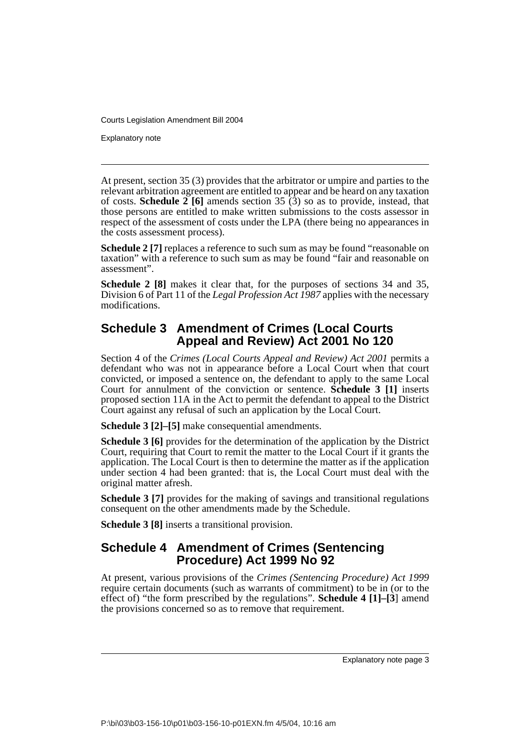At present, section 35 (3) provides that the arbitrator or umpire and parties to the relevant arbitration agreement are entitled to appear and be heard on any taxation of costs. **Schedule 2 [6]** amends section 35 (3) so as to provide, instead, that those persons are entitled to make written submissions to the costs assessor in respect of the assessment of costs under the LPA (there being no appearances in the costs assessment process).

**Schedule 2 [7]** replaces a reference to such sum as may be found "reasonable on taxation" with a reference to such sum as may be found "fair and reasonable on assessment".

**Schedule 2 [8]** makes it clear that, for the purposes of sections 34 and 35, Division 6 of Part 11 of the *Legal Profession Act 1987* applies with the necessary modifications.

## Schedule 3 Amendment of Crimes (Local Courts Appeal and Review) Act 2001 No 120

Section 4 of the *Crimes (Local Courts Appeal and Review) Act 2001* permits a defendant who was not in appearance before a Local Court when that court convicted, or imposed a sentence on, the defendant to apply to the same Local Court for annulment of the conviction or sentence. **Schedule 3 [1]** inserts proposed section 11A in the Act to permit the defendant to appeal to the District Court against any refusal of such an application by the Local Court.

**Schedule 3 [2]–[5]** make consequential amendments.

**Schedule 3 [6]** provides for the determination of the application by the District Court, requiring that Court to remit the matter to the Local Court if it grants the application. The Local Court is then to determine the matter as if the application under section 4 had been granted: that is, the Local Court must deal with the original matter afresh.

**Schedule 3 [7]** provides for the making of savings and transitional regulations consequent on the other amendments made by the Schedule.

**Schedule 3 [8]** inserts a transitional provision.

## Schedule 4 Amendment of Crimes (Sentencing Procedure) Act 1999 No 92

At present, various provisions of the *Crimes (Sentencing Procedure) Act 1999* require certain documents (such as warrants of commitment) to be in (or to the effect of) "the form prescribed by the regulations". **Schedule 4 [1]–[3]** amend the provisions concerned so as to remove that requirement.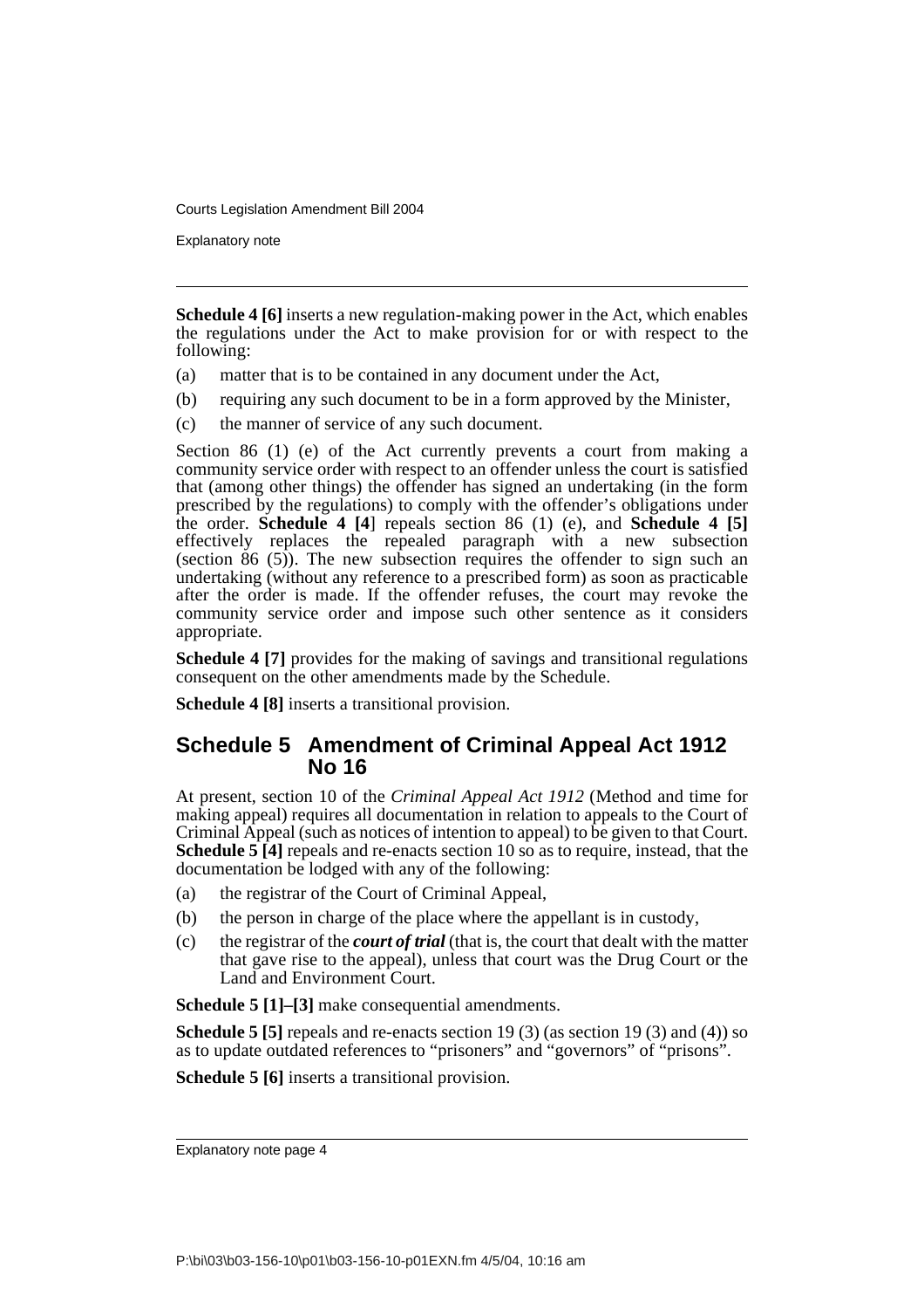**Schedule 4 [6]** inserts a new regulation-making power in the Act, which enables the regulations under the Act to make provision for or with respect to the following:

(a) matter that is to be contained in any document under the Act,

(b) requiring any such document to be in a form approved by the Minister,

(c) the manner of service of any such document.

Section 86 (1) (e) of the Act currently prevents a court from making a community service order with respect to an offender unless the court is satisfied that (among other things) the offender has signed an undertaking (in the form prescribed by the regulations) to comply with the offender's obligations under the order. **Schedule 4 [4]** repeals section 86 (1) (e), and **Schedule 4 [5]** effectively replaces the repealed paragraph with a new subsection (section 86 (5)). The new subsection requires the offender to sign such an undertaking (without any reference to a prescribed form) as soon as practicable after the order is made. If the offender refuses, the court may revoke the community service order and impose such other sentence as it considers appropriate.

**Schedule 4 [7]** provides for the making of savings and transitional regulations consequent on the other amendments made by the Schedule.

**Schedule 4 [8]** inserts a transitional provision.

## Schedule 5 Amendment of Criminal Appeal Act 1912 No 16

At present, section 10 of the *Criminal Appeal Act 1912* (Method and time for making appeal) requires all documentation in relation to appeals to the Court of Criminal Appeal (such as notices of intention to appeal) to be given to that Court. **Schedule 5 [4]** repeals and re-enacts section 10 so as to require, instead, that the documentation be lodged with any of the following:

(a) the registrar of the Court of Criminal Appeal,

(b) the person in charge of the place where the appellant is in custody,

(c) the registrar of the ***court of trial*** (that is, the court that dealt with the matter that gave rise to the appeal), unless that court was the Drug Court or the Land and Environment Court.

**Schedule 5 [1]–[3]** make consequential amendments.

**Schedule 5 [5]** repeals and re-enacts section 19 (3) (as section 19 (3) and (4)) so as to update outdated references to "prisoners" and "governors" of "prisons".

**Schedule 5 [6]** inserts a transitional provision.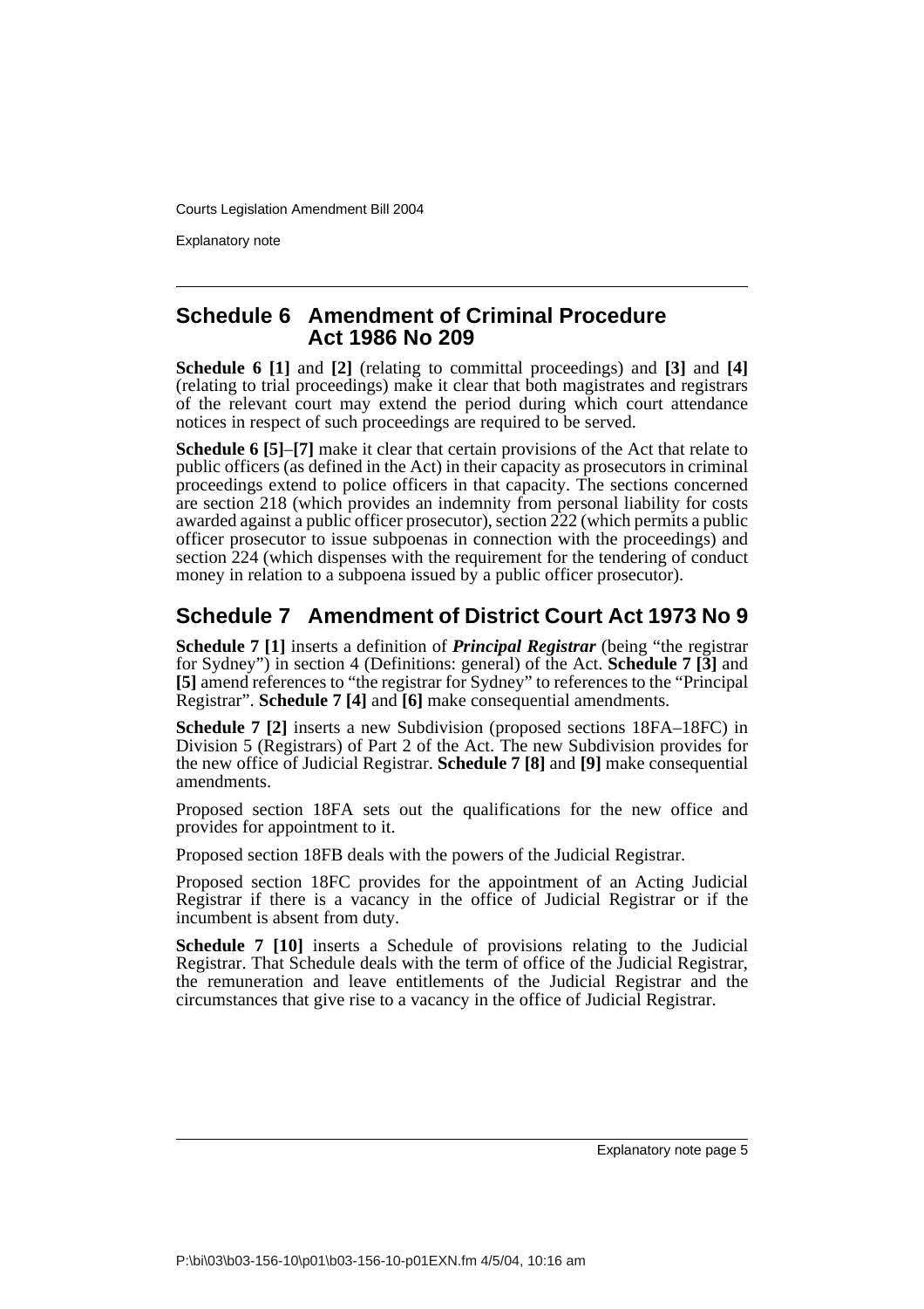## Schedule 6 Amendment of Criminal Procedure Act 1986 No 209

**Schedule 6 [1]** and **[2]** (relating to committal proceedings) and **[3]** and **[4]** (relating to trial proceedings) make it clear that both magistrates and registrars of the relevant court may extend the period during which court attendance notices in respect of such proceedings are required to be served.

**Schedule 6 [5]**–**[7]** make it clear that certain provisions of the Act that relate to public officers (as defined in the Act) in their capacity as prosecutors in criminal proceedings extend to police officers in that capacity. The sections concerned are section 218 (which provides an indemnity from personal liability for costs awarded against a public officer prosecutor), section 222 (which permits a public officer prosecutor to issue subpoenas in connection with the proceedings) and section 224 (which dispenses with the requirement for the tendering of conduct money in relation to a subpoena issued by a public officer prosecutor).

## Schedule 7 Amendment of District Court Act 1973 No 9

**Schedule 7 [1]** inserts a definition of ***Principal Registrar*** (being "the registrar for Sydney") in section 4 (Definitions: general) of the Act. **Schedule 7 [3]** and **[5]** amend references to "the registrar for Sydney" to references to the "Principal Registrar". **Schedule 7 [4]** and **[6]** make consequential amendments.

**Schedule 7 [2]** inserts a new Subdivision (proposed sections 18FA–18FC) in Division 5 (Registrars) of Part 2 of the Act. The new Subdivision provides for the new office of Judicial Registrar. **Schedule 7 [8]** and **[9]** make consequential amendments.

Proposed section 18FA sets out the qualifications for the new office and provides for appointment to it.

Proposed section 18FB deals with the powers of the Judicial Registrar.

Proposed section 18FC provides for the appointment of an Acting Judicial Registrar if there is a vacancy in the office of Judicial Registrar or if the incumbent is absent from duty.

**Schedule 7 [10]** inserts a Schedule of provisions relating to the Judicial Registrar. That Schedule deals with the term of office of the Judicial Registrar, the remuneration and leave entitlements of the Judicial Registrar and the circumstances that give rise to a vacancy in the office of Judicial Registrar.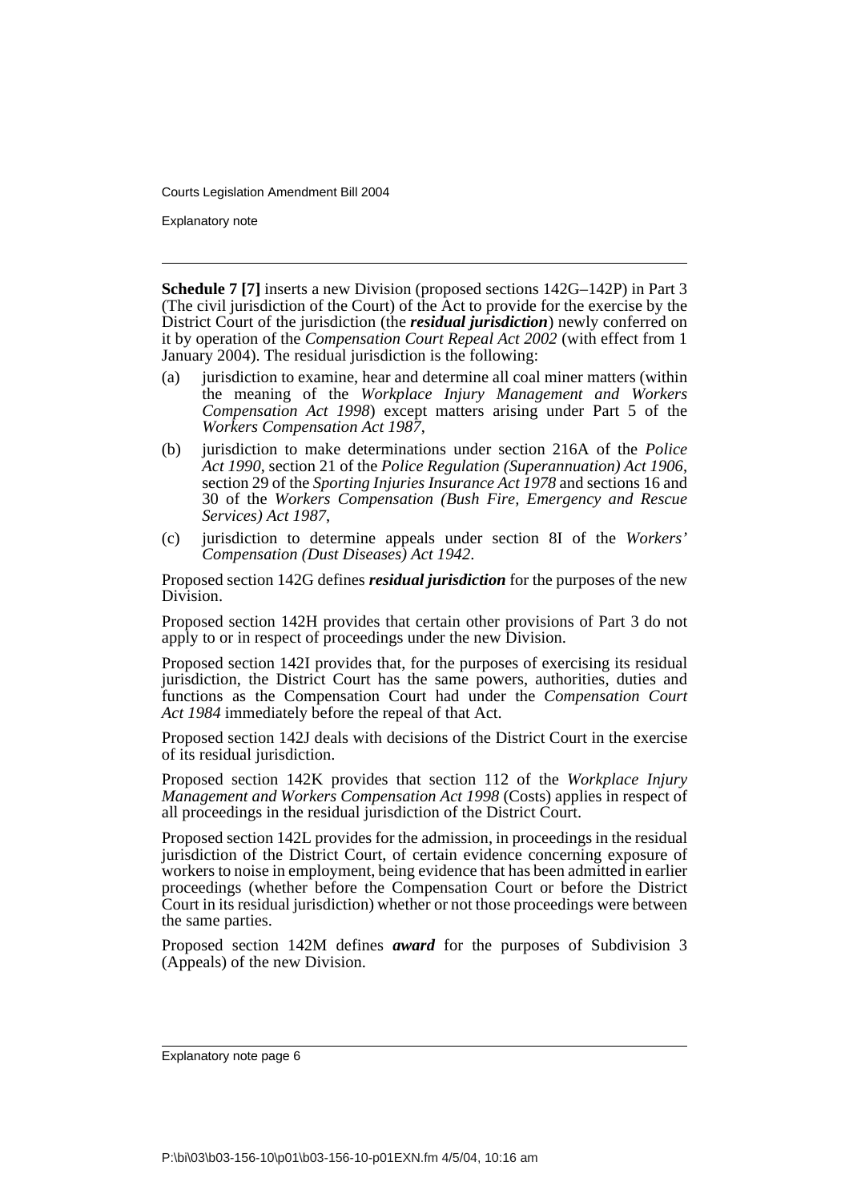**Schedule 7 [7]** inserts a new Division (proposed sections 142G–142P) in Part 3 (The civil jurisdiction of the Court) of the Act to provide for the exercise by the District Court of the jurisdiction (the ***residual jurisdiction***) newly conferred on it by operation of the *Compensation Court Repeal Act 2002* (with effect from 1 January 2004). The residual jurisdiction is the following:

(a) jurisdiction to examine, hear and determine all coal miner matters (within the meaning of the *Workplace Injury Management and Workers Compensation Act 1998*) except matters arising under Part 5 of the *Workers Compensation Act 1987*,

(b) jurisdiction to make determinations under section 216A of the *Police Act 1990*, section 21 of the *Police Regulation (Superannuation) Act 1906*, section 29 of the *Sporting Injuries Insurance Act 1978* and sections 16 and 30 of the *Workers Compensation (Bush Fire, Emergency and Rescue Services) Act 1987*,

(c) jurisdiction to determine appeals under section 8I of the *Workers' Compensation (Dust Diseases) Act 1942*.

Proposed section 142G defines ***residual jurisdiction*** for the purposes of the new Division.

Proposed section 142H provides that certain other provisions of Part 3 do not apply to or in respect of proceedings under the new Division.

Proposed section 142I provides that, for the purposes of exercising its residual jurisdiction, the District Court has the same powers, authorities, duties and functions as the Compensation Court had under the *Compensation Court Act 1984* immediately before the repeal of that Act.

Proposed section 142J deals with decisions of the District Court in the exercise of its residual jurisdiction.

Proposed section 142K provides that section 112 of the *Workplace Injury Management and Workers Compensation Act 1998* (Costs) applies in respect of all proceedings in the residual jurisdiction of the District Court.

Proposed section 142L provides for the admission, in proceedings in the residual jurisdiction of the District Court, of certain evidence concerning exposure of workers to noise in employment, being evidence that has been admitted in earlier proceedings (whether before the Compensation Court or before the District Court in its residual jurisdiction) whether or not those proceedings were between the same parties.

Proposed section 142M defines ***award*** for the purposes of Subdivision 3 (Appeals) of the new Division.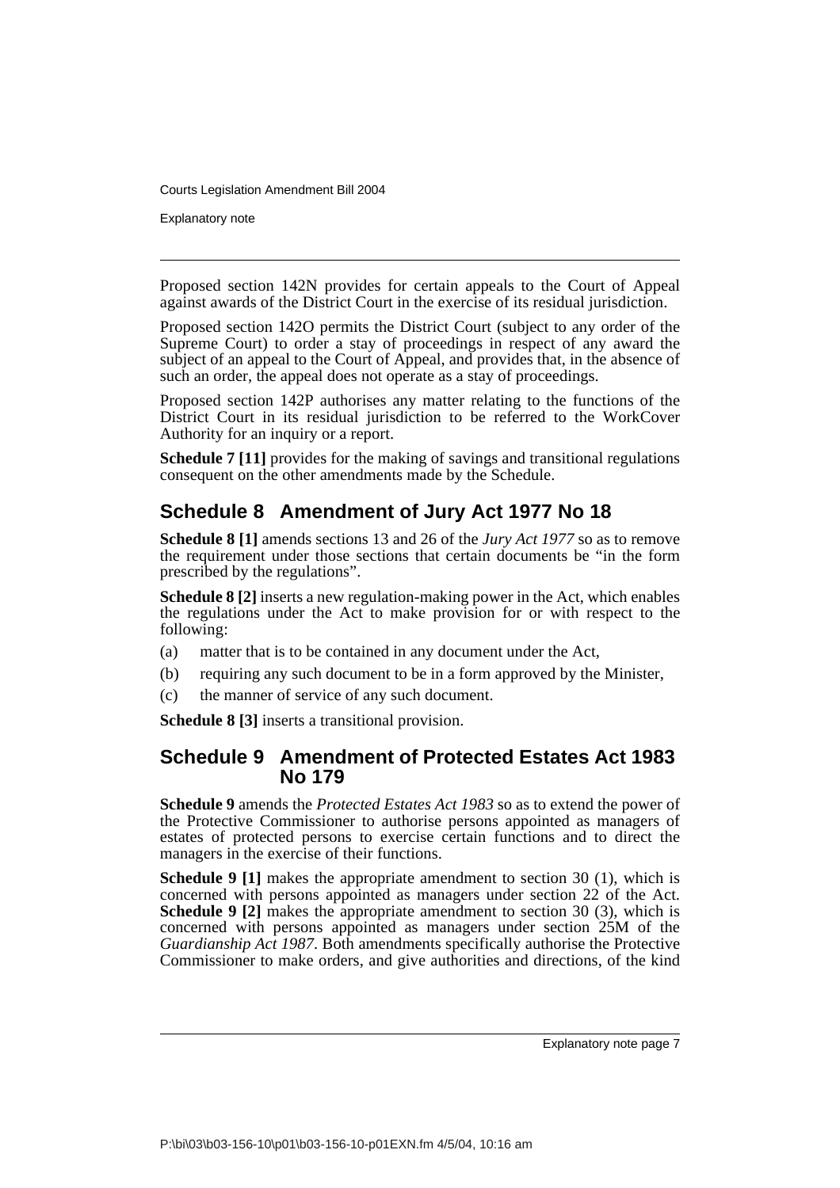Proposed section 142N provides for certain appeals to the Court of Appeal against awards of the District Court in the exercise of its residual jurisdiction.

Proposed section 142O permits the District Court (subject to any order of the Supreme Court) to order a stay of proceedings in respect of any award the subject of an appeal to the Court of Appeal, and provides that, in the absence of such an order, the appeal does not operate as a stay of proceedings.

Proposed section 142P authorises any matter relating to the functions of the District Court in its residual jurisdiction to be referred to the WorkCover Authority for an inquiry or a report.

**Schedule 7 [11]** provides for the making of savings and transitional regulations consequent on the other amendments made by the Schedule.

## Schedule 8 Amendment of Jury Act 1977 No 18

**Schedule 8 [1]** amends sections 13 and 26 of the *Jury Act 1977* so as to remove the requirement under those sections that certain documents be "in the form prescribed by the regulations".

**Schedule 8 [2]** inserts a new regulation-making power in the Act, which enables the regulations under the Act to make provision for or with respect to the following:

(a) matter that is to be contained in any document under the Act,

(b) requiring any such document to be in a form approved by the Minister,

(c) the manner of service of any such document.

**Schedule 8 [3]** inserts a transitional provision.

## Schedule 9 Amendment of Protected Estates Act 1983 No 179

**Schedule 9** amends the *Protected Estates Act 1983* so as to extend the power of the Protective Commissioner to authorise persons appointed as managers of estates of protected persons to exercise certain functions and to direct the managers in the exercise of their functions.

**Schedule 9 [1]** makes the appropriate amendment to section 30 (1), which is concerned with persons appointed as managers under section 22 of the Act. **Schedule 9 [2]** makes the appropriate amendment to section 30 (3), which is concerned with persons appointed as managers under section 25M of the *Guardianship Act 1987*. Both amendments specifically authorise the Protective Commissioner to make orders, and give authorities and directions, of the kind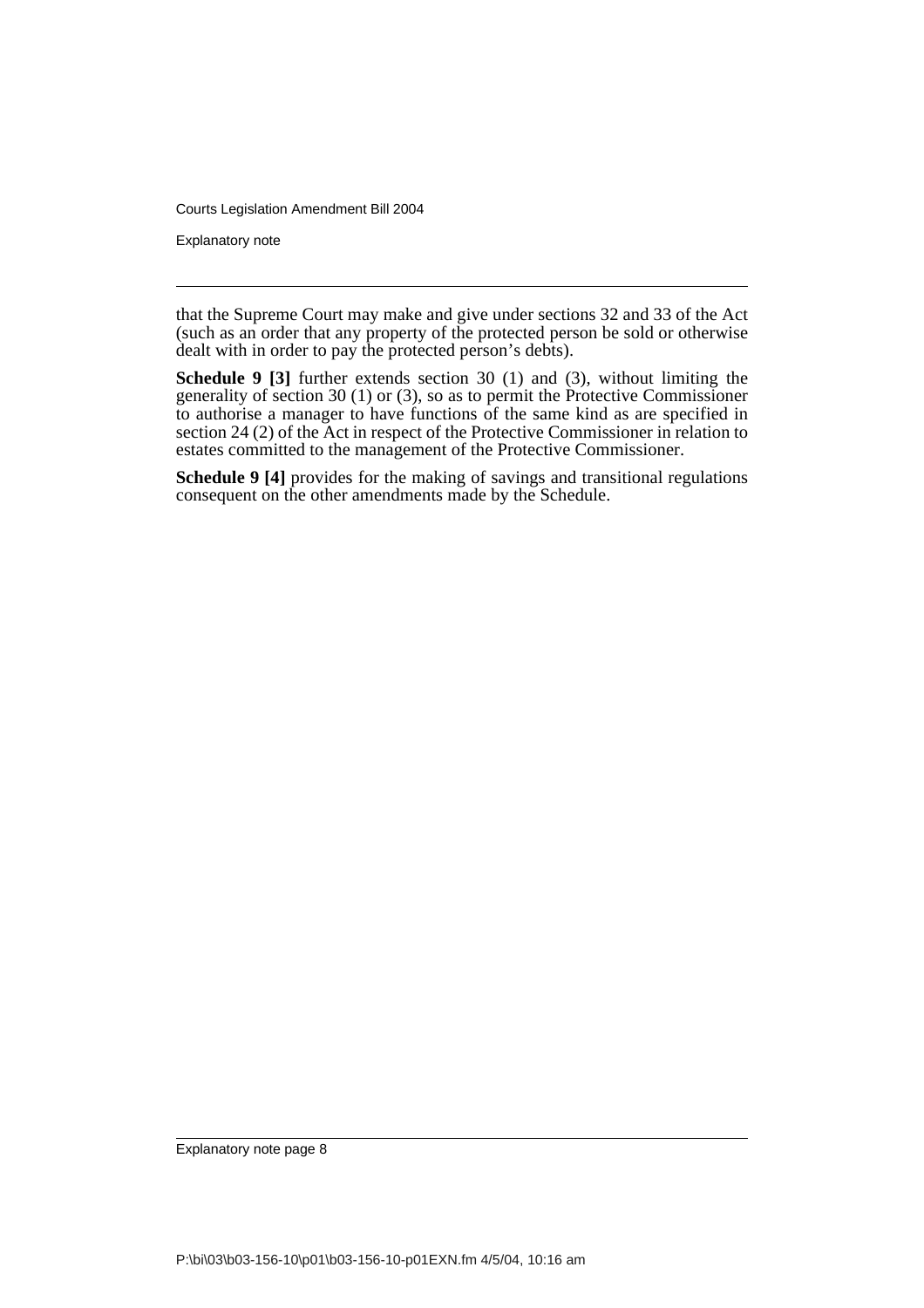that the Supreme Court may make and give under sections 32 and 33 of the Act (such as an order that any property of the protected person be sold or otherwise dealt with in order to pay the protected person's debts).

**Schedule 9 [3]** further extends section 30 (1) and (3), without limiting the generality of section 30 (1) or (3), so as to permit the Protective Commissioner to authorise a manager to have functions of the same kind as are specified in section 24 (2) of the Act in respect of the Protective Commissioner in relation to estates committed to the management of the Protective Commissioner.

**Schedule 9 [4]** provides for the making of savings and transitional regulations consequent on the other amendments made by the Schedule.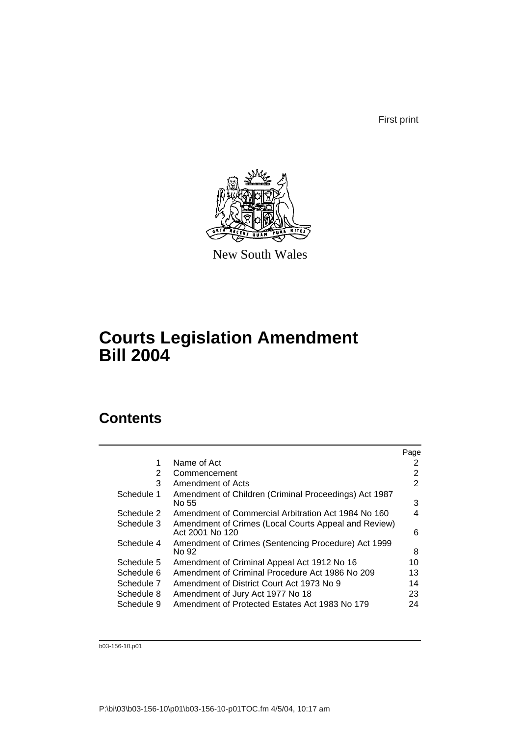First print

New South Wales

# Courts Legislation Amendment Bill 2004

## Contents

| | | Page |
|---|---|---|
| 1 | Name of Act | 2 |
| 2 | Commencement | 2 |
| 3 | Amendment of Acts | 2 |
| Schedule 1 | Amendment of Children (Criminal Proceedings) Act 1987 No 55 | 3 |
| Schedule 2 | Amendment of Commercial Arbitration Act 1984 No 160 | 4 |
| Schedule 3 | Amendment of Crimes (Local Courts Appeal and Review) Act 2001 No 120 | 6 |
| Schedule 4 | Amendment of Crimes (Sentencing Procedure) Act 1999 No 92 | 8 |
| Schedule 5 | Amendment of Criminal Appeal Act 1912 No 16 | 10 |
| Schedule 6 | Amendment of Criminal Procedure Act 1986 No 209 | 13 |
| Schedule 7 | Amendment of District Court Act 1973 No 9 | 14 |
| Schedule 8 | Amendment of Jury Act 1977 No 18 | 23 |
| Schedule 9 | Amendment of Protected Estates Act 1983 No 179 | 24 |

b03-156-10.p01

P:\bi\03\b03-156-10\p01\b03-156-10-p01TOC.fm 4/5/04, 10:17 am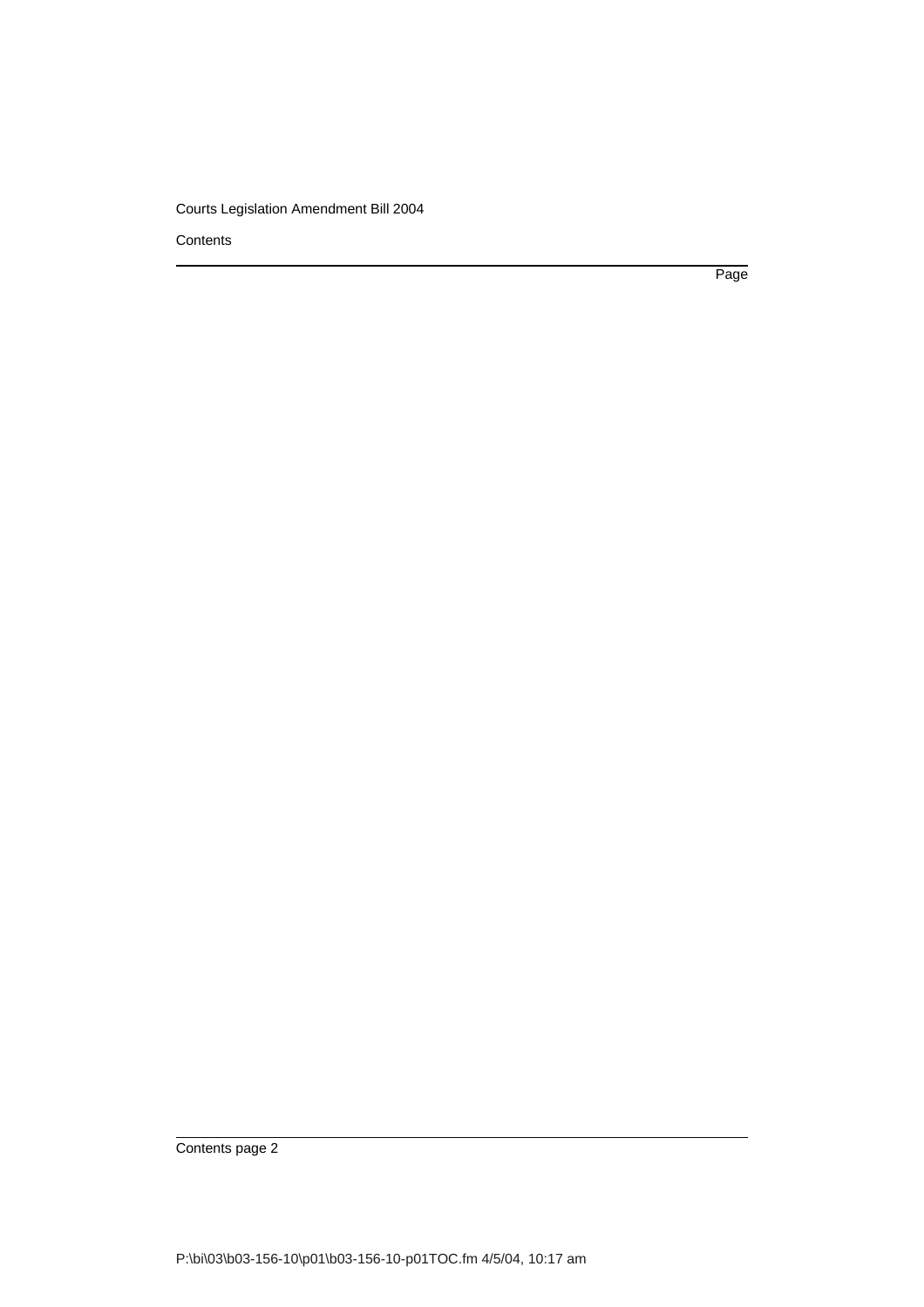Contents

Page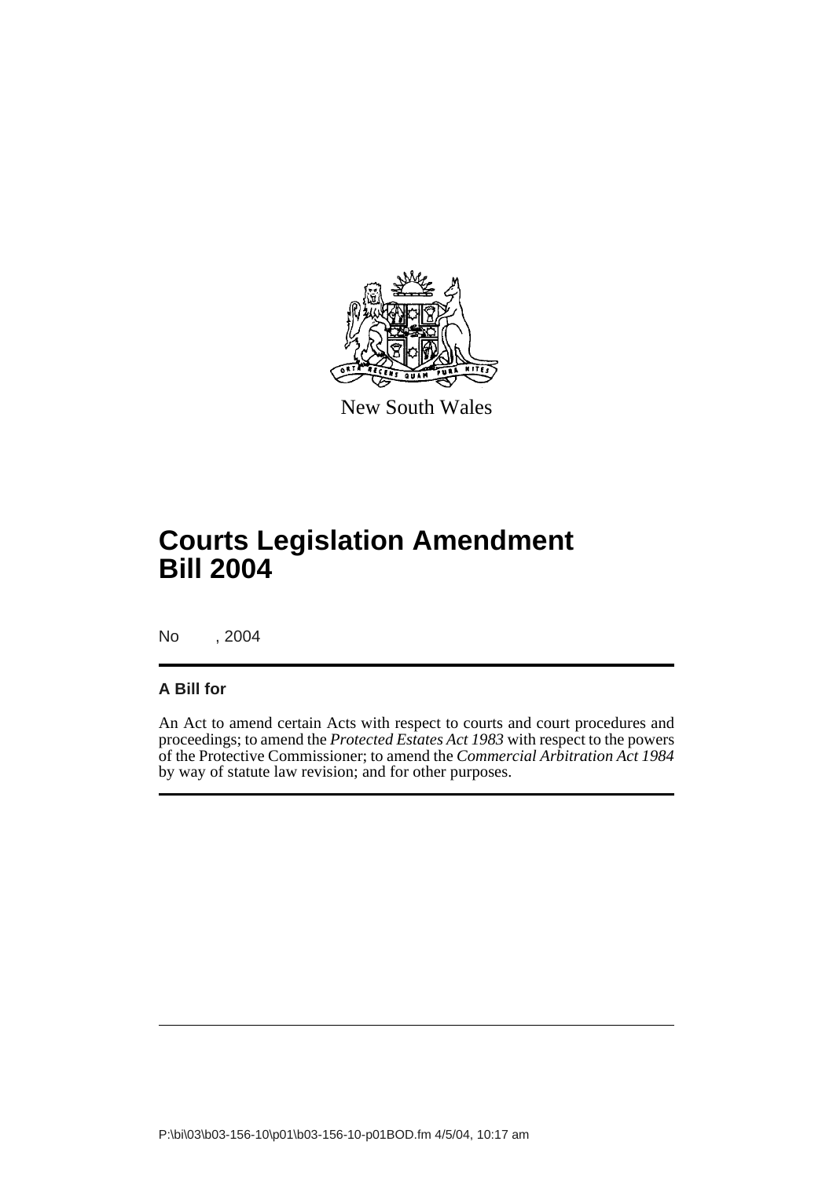New South Wales

# Courts Legislation Amendment Bill 2004

No , 2004

**A Bill for**

An Act to amend certain Acts with respect to courts and court procedures and proceedings; to amend the *Protected Estates Act 1983* with respect to the powers of the Protective Commissioner; to amend the *Commercial Arbitration Act 1984* by way of statute law revision; and for other purposes.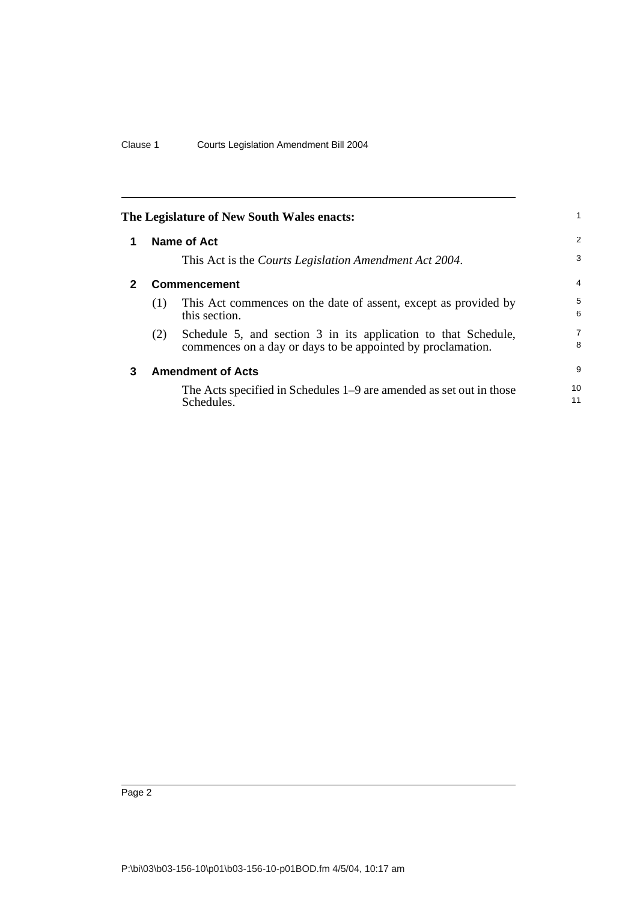**The Legislature of New South Wales enacts:**

## 1 Name of Act

This Act is the *Courts Legislation Amendment Act 2004*.

## 2 Commencement

(1) This Act commences on the date of assent, except as provided by this section.

(2) Schedule 5, and section 3 in its application to that Schedule, commences on a day or days to be appointed by proclamation.

## 3 Amendment of Acts

The Acts specified in Schedules 1–9 are amended as set out in those Schedules.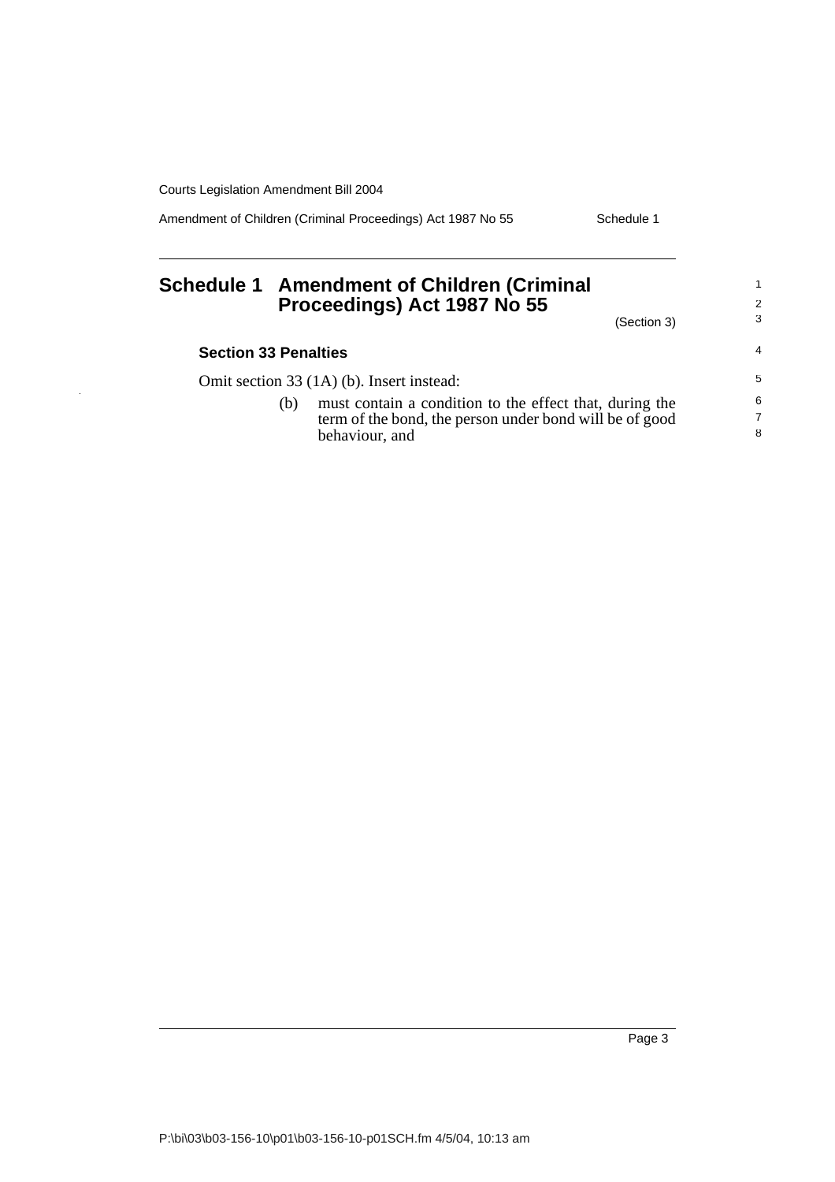# Schedule 1 Amendment of Children (Criminal Proceedings) Act 1987 No 55

(Section 3)

### Section 33 Penalties

Omit section 33 (1A) (b). Insert instead:

(b) must contain a condition to the effect that, during the term of the bond, the person under bond will be of good behaviour, and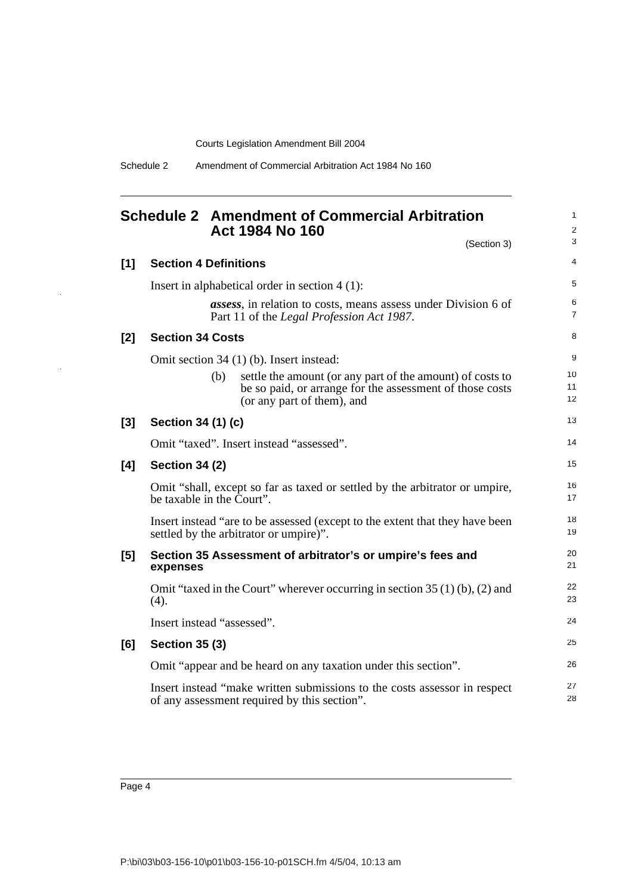# Schedule 2 Amendment of Commercial Arbitration Act 1984 No 160

(Section 3)

## [1] Section 4 Definitions

Insert in alphabetical order in section 4 (1):

> ***assess***, in relation to costs, means assess under Division 6 of Part 11 of the *Legal Profession Act 1987*.

## [2] Section 34 Costs

Omit section 34 (1) (b). Insert instead:

> (b) settle the amount (or any part of the amount) of costs to be so paid, or arrange for the assessment of those costs (or any part of them), and

## [3] Section 34 (1) (c)

Omit "taxed". Insert instead "assessed".

## [4] Section 34 (2)

Omit "shall, except so far as taxed or settled by the arbitrator or umpire, be taxable in the Court".

Insert instead "are to be assessed (except to the extent that they have been settled by the arbitrator or umpire)".

## [5] Section 35 Assessment of arbitrator's or umpire's fees and expenses

Omit "taxed in the Court" wherever occurring in section 35 (1) (b), (2) and (4).

Insert instead "assessed".

## [6] Section 35 (3)

Omit "appear and be heard on any taxation under this section".

Insert instead "make written submissions to the costs assessor in respect of any assessment required by this section".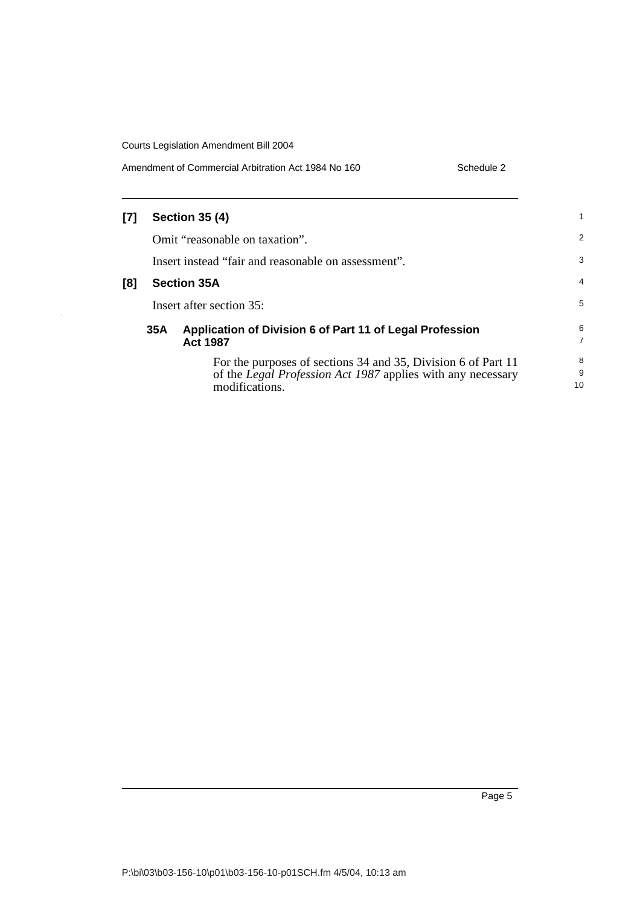**[7] Section 35 (4)**

Omit "reasonable on taxation".

Insert instead "fair and reasonable on assessment".

**[8] Section 35A**

Insert after section 35:

**35A Application of Division 6 of Part 11 of Legal Profession Act 1987**

For the purposes of sections 34 and 35, Division 6 of Part 11 of the *Legal Profession Act 1987* applies with any necessary modifications.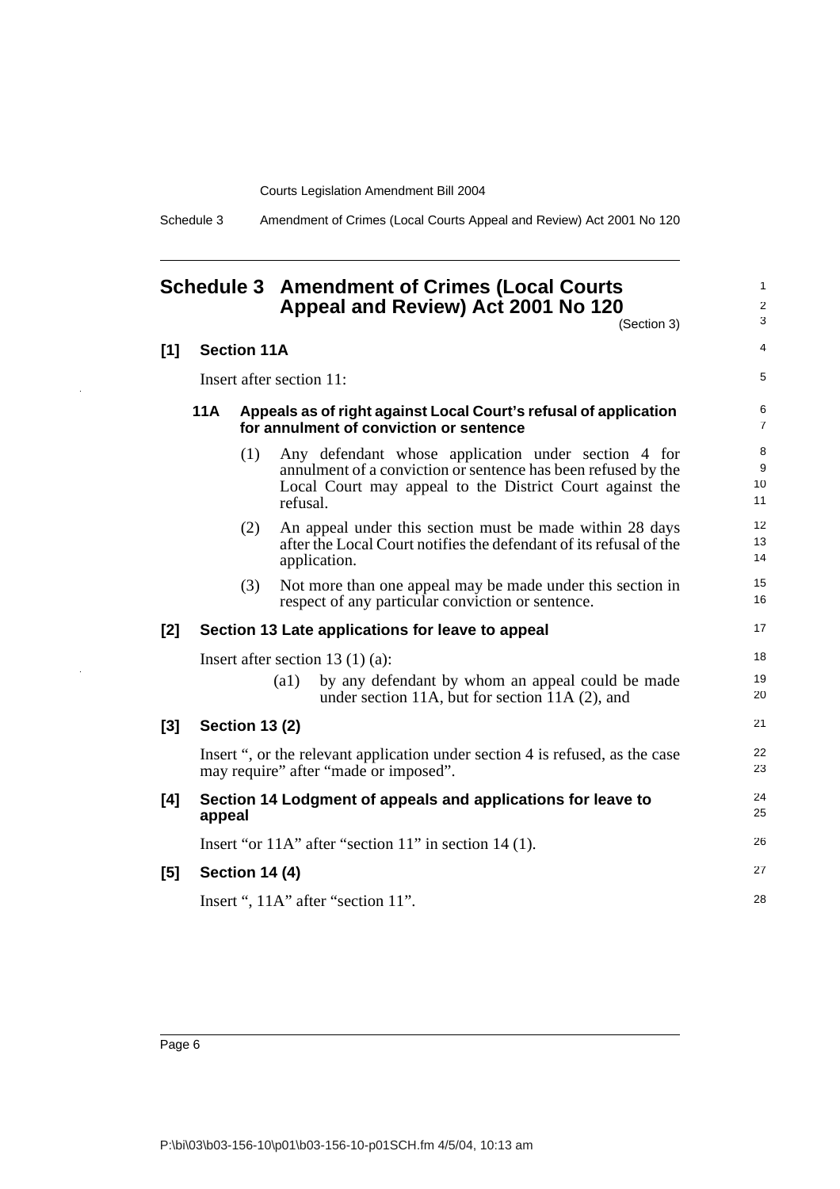# Schedule 3 Amendment of Crimes (Local Courts Appeal and Review) Act 2001 No 120

(Section 3)

**[1] Section 11A**

Insert after section 11:

**11A Appeals as of right against Local Court's refusal of application for annulment of conviction or sentence**

(1) Any defendant whose application under section 4 for annulment of a conviction or sentence has been refused by the Local Court may appeal to the District Court against the refusal.

(2) An appeal under this section must be made within 28 days after the Local Court notifies the defendant of its refusal of the application.

(3) Not more than one appeal may be made under this section in respect of any particular conviction or sentence.

**[2] Section 13 Late applications for leave to appeal**

Insert after section 13 (1) (a):

(a1) by any defendant by whom an appeal could be made under section 11A, but for section 11A (2), and

**[3] Section 13 (2)**

Insert ", or the relevant application under section 4 is refused, as the case may require" after "made or imposed".

**[4] Section 14 Lodgment of appeals and applications for leave to appeal**

Insert "or 11A" after "section 11" in section 14 (1).

**[5] Section 14 (4)**

Insert ", 11A" after "section 11".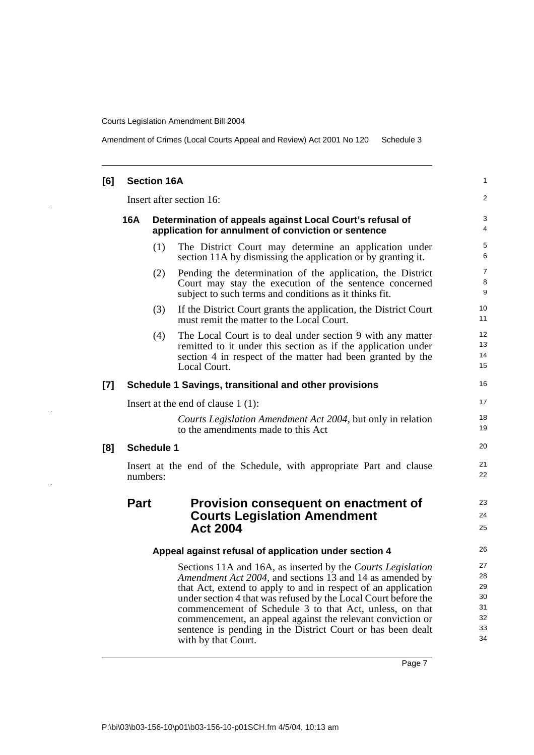**[6] Section 16A**

Insert after section 16:

**16A Determination of appeals against Local Court's refusal of application for annulment of conviction or sentence**

(1) The District Court may determine an application under section 11A by dismissing the application or by granting it.

(2) Pending the determination of the application, the District Court may stay the execution of the sentence concerned subject to such terms and conditions as it thinks fit.

(3) If the District Court grants the application, the District Court must remit the matter to the Local Court.

(4) The Local Court is to deal under section 9 with any matter remitted to it under this section as if the application under section 4 in respect of the matter had been granted by the Local Court.

**[7] Schedule 1 Savings, transitional and other provisions**

Insert at the end of clause 1 (1):

*Courts Legislation Amendment Act 2004*, but only in relation to the amendments made to this Act

**[8] Schedule 1**

Insert at the end of the Schedule, with appropriate Part and clause numbers:

## Part Provision consequent on enactment of Courts Legislation Amendment Act 2004

**Appeal against refusal of application under section 4**

Sections 11A and 16A, as inserted by the *Courts Legislation Amendment Act 2004*, and sections 13 and 14 as amended by that Act, extend to apply to and in respect of an application under section 4 that was refused by the Local Court before the commencement of Schedule 3 to that Act, unless, on that commencement, an appeal against the relevant conviction or sentence is pending in the District Court or has been dealt with by that Court.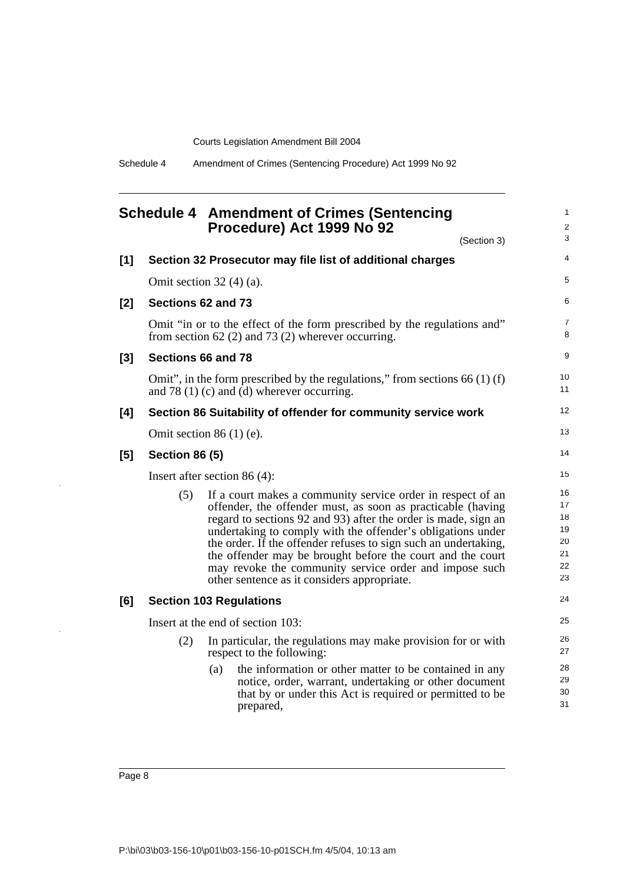# Schedule 4 Amendment of Crimes (Sentencing Procedure) Act 1999 No 92

(Section 3)

**[1] Section 32 Prosecutor may file list of additional charges**

Omit section 32 (4) (a).

**[2] Sections 62 and 73**

Omit "in or to the effect of the form prescribed by the regulations and" from section 62 (2) and 73 (2) wherever occurring.

**[3] Sections 66 and 78**

Omit", in the form prescribed by the regulations," from sections 66 (1) (f) and 78 (1) (c) and (d) wherever occurring.

**[4] Section 86 Suitability of offender for community service work**

Omit section 86 (1) (e).

**[5] Section 86 (5)**

Insert after section 86 (4):

> (5) If a court makes a community service order in respect of an offender, the offender must, as soon as practicable (having regard to sections 92 and 93) after the order is made, sign an undertaking to comply with the offender's obligations under the order. If the offender refuses to sign such an undertaking, the offender may be brought before the court and the court may revoke the community service order and impose such other sentence as it considers appropriate.

**[6] Section 103 Regulations**

Insert at the end of section 103:

> (2) In particular, the regulations may make provision for or with respect to the following:
>
> (a) the information or other matter to be contained in any notice, order, warrant, undertaking or other document that by or under this Act is required or permitted to be prepared,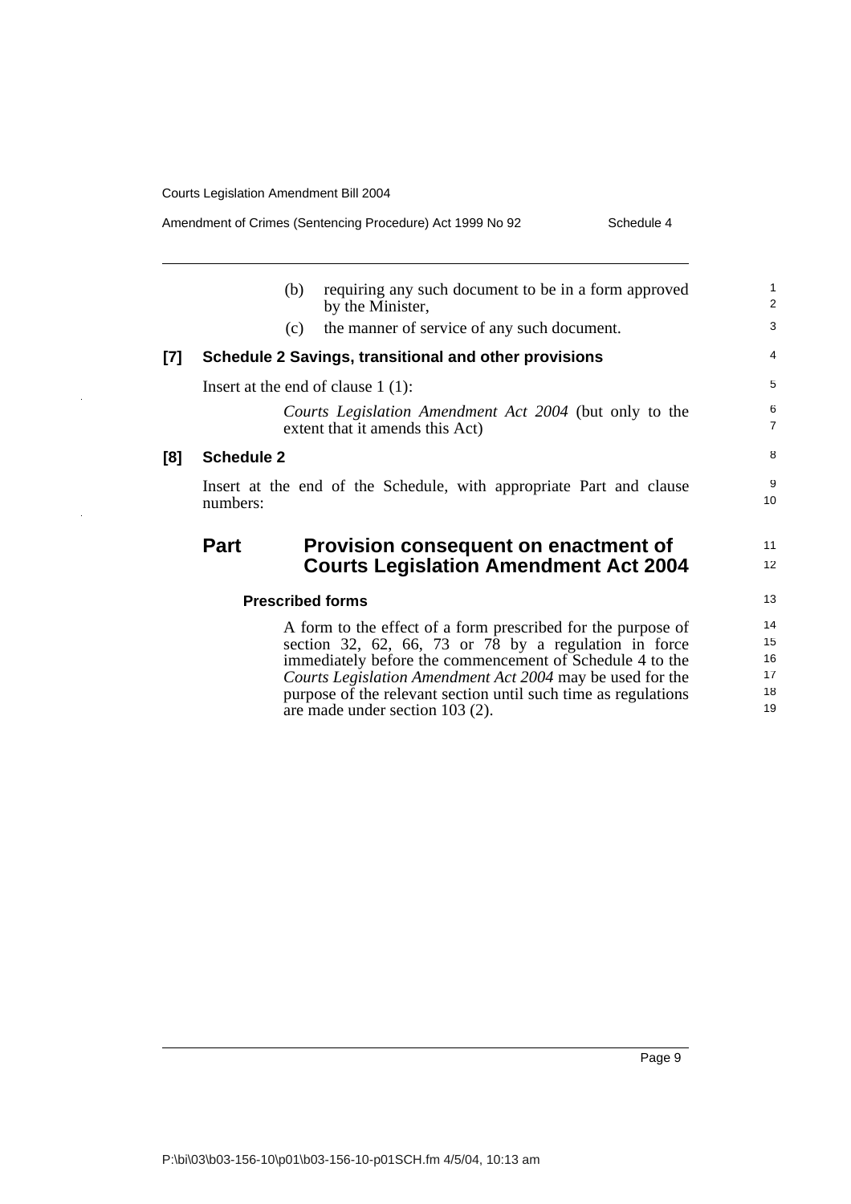(b) requiring any such document to be in a form approved by the Minister,

(c) the manner of service of any such document.

**[7] Schedule 2 Savings, transitional and other provisions**

Insert at the end of clause 1 (1):

*Courts Legislation Amendment Act 2004* (but only to the extent that it amends this Act)

**[8] Schedule 2**

Insert at the end of the Schedule, with appropriate Part and clause numbers:

## Part Provision consequent on enactment of Courts Legislation Amendment Act 2004

### Prescribed forms

A form to the effect of a form prescribed for the purpose of section 32, 62, 66, 73 or 78 by a regulation in force immediately before the commencement of Schedule 4 to the *Courts Legislation Amendment Act 2004* may be used for the purpose of the relevant section until such time as regulations are made under section 103 (2).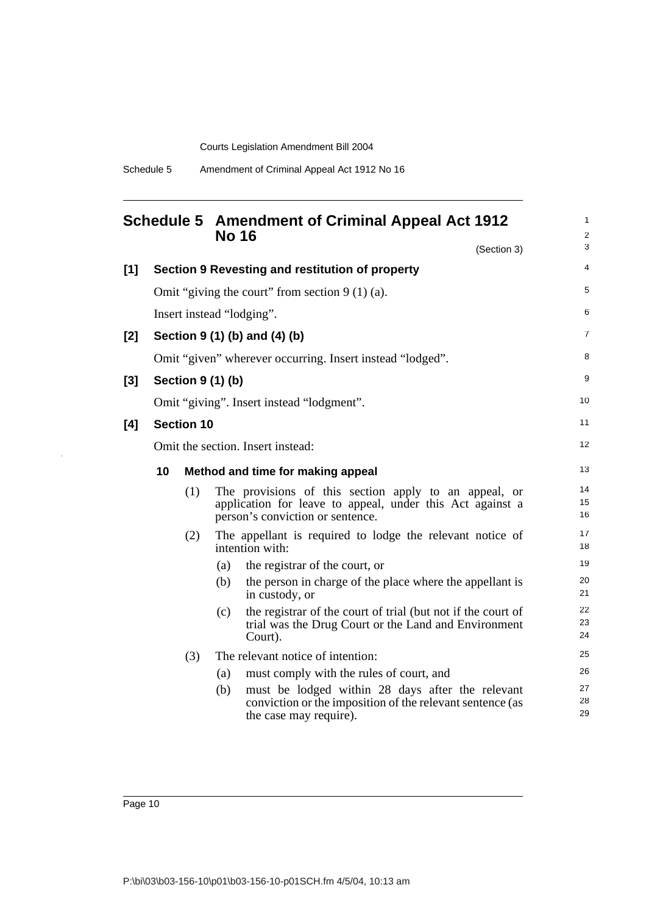## Schedule 5 Amendment of Criminal Appeal Act 1912 No 16

(Section 3)

**[1] Section 9 Revesting and restitution of property**

Omit "giving the court" from section 9 (1) (a).

Insert instead "lodging".

**[2] Section 9 (1) (b) and (4) (b)**

Omit "given" wherever occurring. Insert instead "lodged".

**[3] Section 9 (1) (b)**

Omit "giving". Insert instead "lodgment".

**[4] Section 10**

Omit the section. Insert instead:

**10 Method and time for making appeal**

(1) The provisions of this section apply to an appeal, or application for leave to appeal, under this Act against a person's conviction or sentence.

(2) The appellant is required to lodge the relevant notice of intention with:

- (a) the registrar of the court, or
- (b) the person in charge of the place where the appellant is in custody, or
- (c) the registrar of the court of trial (but not if the court of trial was the Drug Court or the Land and Environment Court).

(3) The relevant notice of intention:

- (a) must comply with the rules of court, and
- (b) must be lodged within 28 days after the relevant conviction or the imposition of the relevant sentence (as the case may require).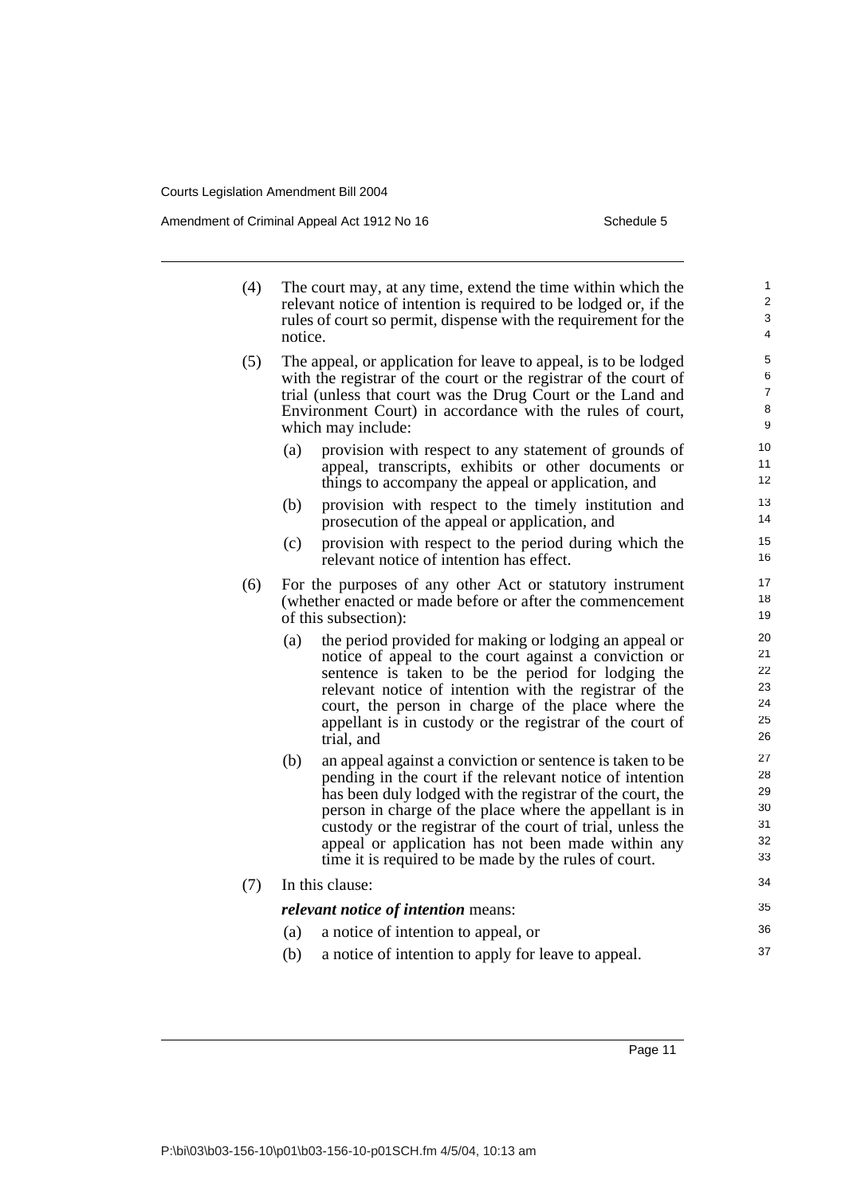(4) The court may, at any time, extend the time within which the relevant notice of intention is required to be lodged or, if the rules of court so permit, dispense with the requirement for the notice.

(5) The appeal, or application for leave to appeal, is to be lodged with the registrar of the court or the registrar of the court of trial (unless that court was the Drug Court or the Land and Environment Court) in accordance with the rules of court, which may include:

- (a) provision with respect to any statement of grounds of appeal, transcripts, exhibits or other documents or things to accompany the appeal or application, and
- (b) provision with respect to the timely institution and prosecution of the appeal or application, and
- (c) provision with respect to the period during which the relevant notice of intention has effect.

(6) For the purposes of any other Act or statutory instrument (whether enacted or made before or after the commencement of this subsection):

- (a) the period provided for making or lodging an appeal or notice of appeal to the court against a conviction or sentence is taken to be the period for lodging the relevant notice of intention with the registrar of the court, the person in charge of the place where the appellant is in custody or the registrar of the court of trial, and
- (b) an appeal against a conviction or sentence is taken to be pending in the court if the relevant notice of intention has been duly lodged with the registrar of the court, the person in charge of the place where the appellant is in custody or the registrar of the court of trial, unless the appeal or application has not been made within any time it is required to be made by the rules of court.

(7) In this clause:

***relevant notice of intention*** means:

- (a) a notice of intention to appeal, or
- (b) a notice of intention to apply for leave to appeal.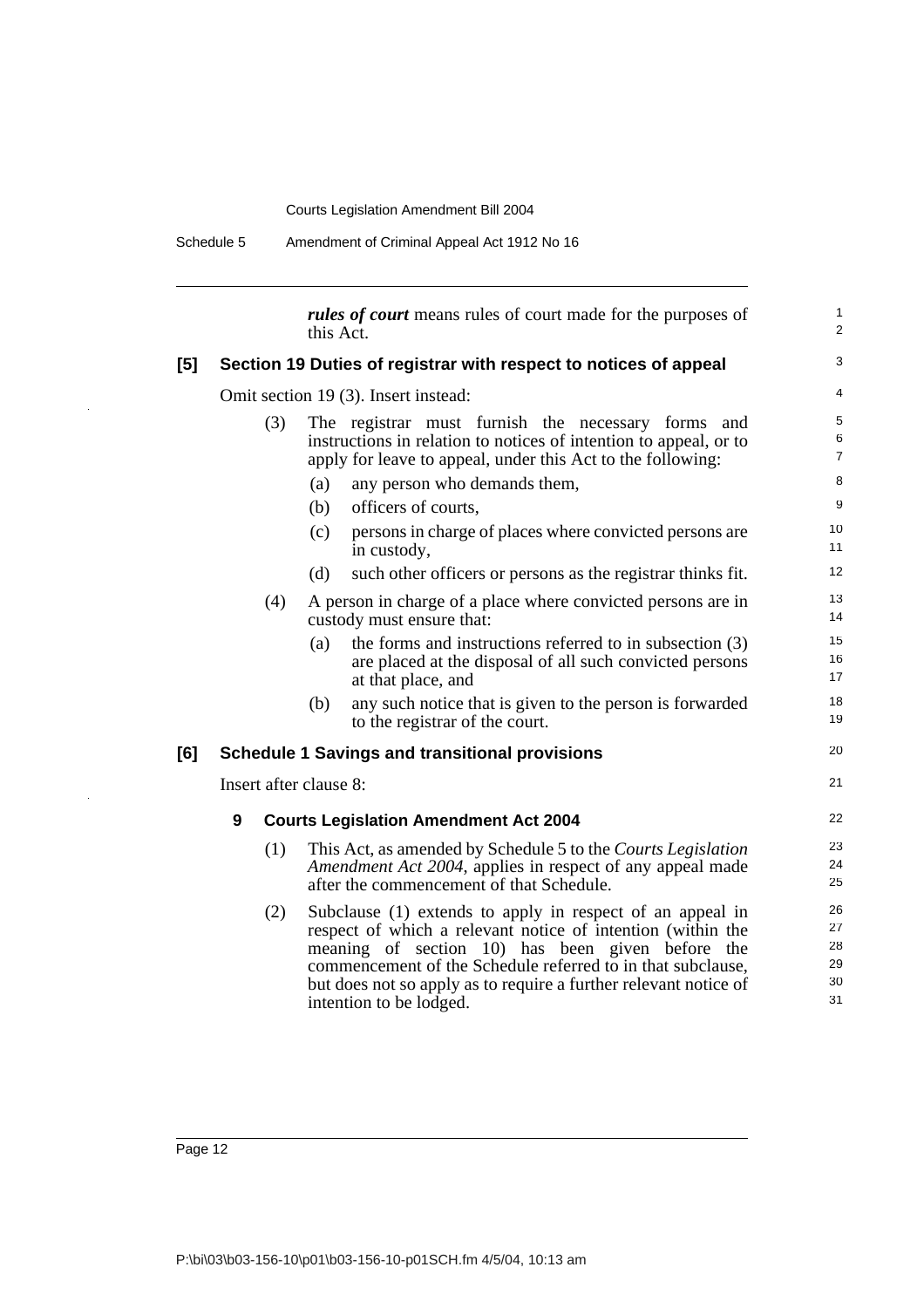***rules of court*** means rules of court made for the purposes of this Act.

### [5] Section 19 Duties of registrar with respect to notices of appeal

Omit section 19 (3). Insert instead:

(3) The registrar must furnish the necessary forms and instructions in relation to notices of intention to appeal, or to apply for leave to appeal, under this Act to the following:

(a) any person who demands them,

(b) officers of courts,

(c) persons in charge of places where convicted persons are in custody,

(d) such other officers or persons as the registrar thinks fit.

(4) A person in charge of a place where convicted persons are in custody must ensure that:

(a) the forms and instructions referred to in subsection (3) are placed at the disposal of all such convicted persons at that place, and

(b) any such notice that is given to the person is forwarded to the registrar of the court.

### [6] Schedule 1 Savings and transitional provisions

Insert after clause 8:

#### 9 Courts Legislation Amendment Act 2004

(1) This Act, as amended by Schedule 5 to the *Courts Legislation Amendment Act 2004*, applies in respect of any appeal made after the commencement of that Schedule.

(2) Subclause (1) extends to apply in respect of an appeal in respect of which a relevant notice of intention (within the meaning of section 10) has been given before the commencement of the Schedule referred to in that subclause, but does not so apply as to require a further relevant notice of intention to be lodged.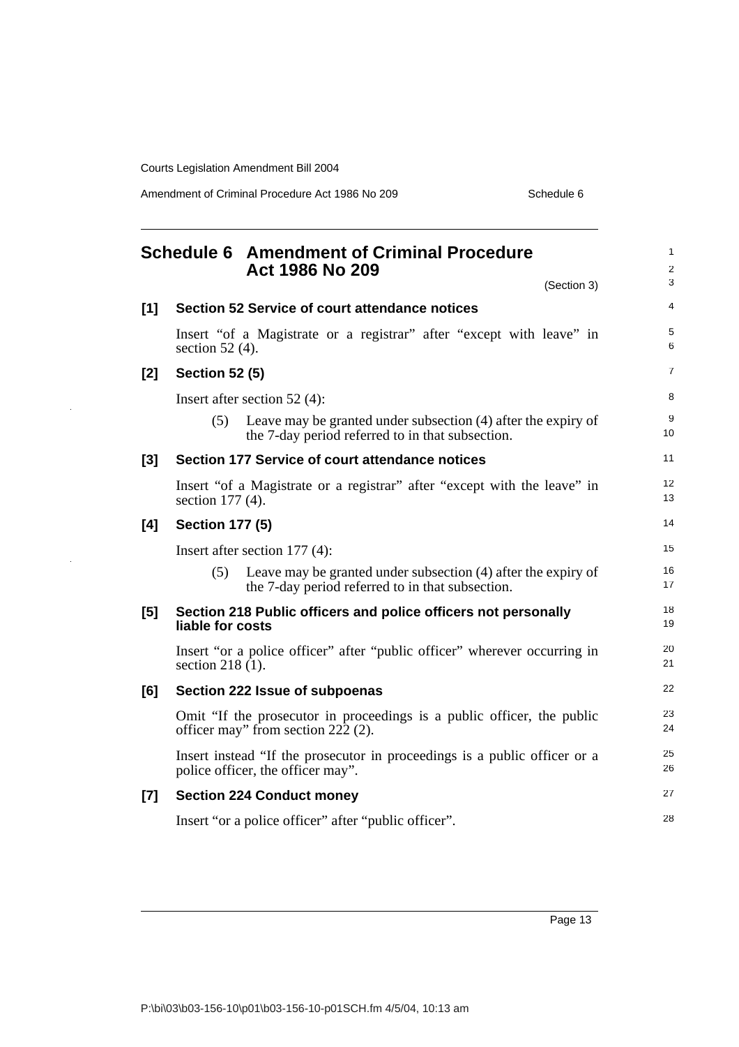## Schedule 6 Amendment of Criminal Procedure Act 1986 No 209

(Section 3)

### [1] Section 52 Service of court attendance notices

Insert "of a Magistrate or a registrar" after "except with leave" in section 52 (4).

### [2] Section 52 (5)

Insert after section 52 (4):

(5) Leave may be granted under subsection (4) after the expiry of the 7-day period referred to in that subsection.

### [3] Section 177 Service of court attendance notices

Insert "of a Magistrate or a registrar" after "except with the leave" in section 177 (4).

### [4] Section 177 (5)

Insert after section 177 (4):

(5) Leave may be granted under subsection (4) after the expiry of the 7-day period referred to in that subsection.

### [5] Section 218 Public officers and police officers not personally liable for costs

Insert "or a police officer" after "public officer" wherever occurring in section 218 (1).

### [6] Section 222 Issue of subpoenas

Omit "If the prosecutor in proceedings is a public officer, the public officer may" from section 222 (2).

Insert instead "If the prosecutor in proceedings is a public officer or a police officer, the officer may".

### [7] Section 224 Conduct money

Insert "or a police officer" after "public officer".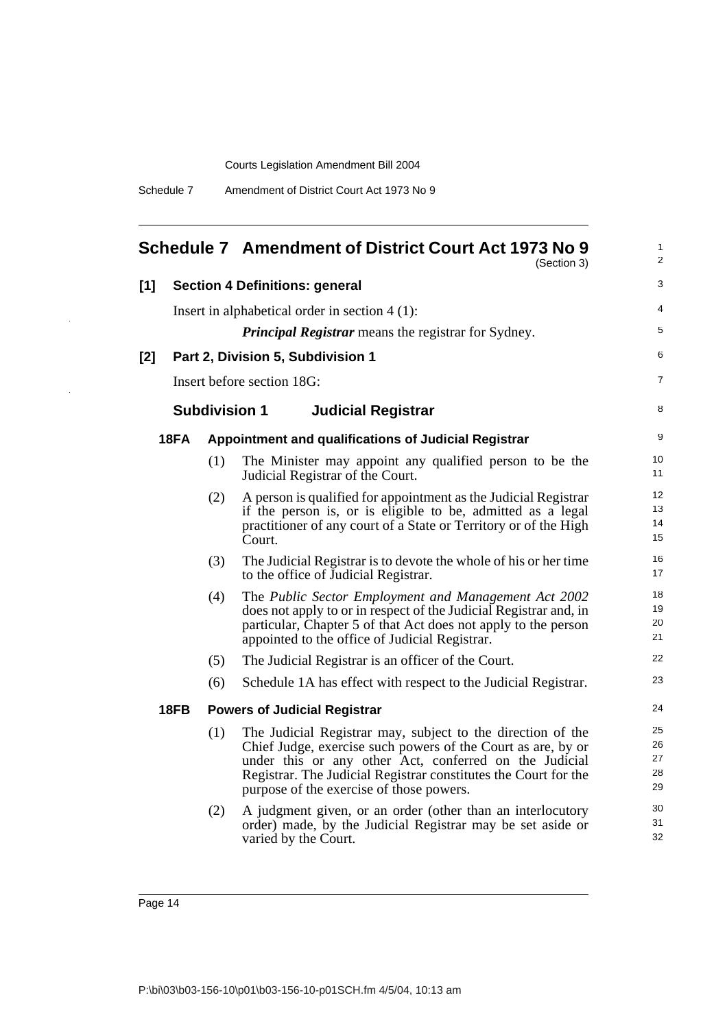## Schedule 7 Amendment of District Court Act 1973 No 9

(Section 3)

**[1] Section 4 Definitions: general**

Insert in alphabetical order in section 4 (1):

***Principal Registrar*** means the registrar for Sydney.

**[2] Part 2, Division 5, Subdivision 1**

Insert before section 18G:

### Subdivision 1 Judicial Registrar

**18FA Appointment and qualifications of Judicial Registrar**

(1) The Minister may appoint any qualified person to be the Judicial Registrar of the Court.

(2) A person is qualified for appointment as the Judicial Registrar if the person is, or is eligible to be, admitted as a legal practitioner of any court of a State or Territory or of the High Court.

(3) The Judicial Registrar is to devote the whole of his or her time to the office of Judicial Registrar.

(4) The *Public Sector Employment and Management Act 2002* does not apply to or in respect of the Judicial Registrar and, in particular, Chapter 5 of that Act does not apply to the person appointed to the office of Judicial Registrar.

(5) The Judicial Registrar is an officer of the Court.

(6) Schedule 1A has effect with respect to the Judicial Registrar.

**18FB Powers of Judicial Registrar**

(1) The Judicial Registrar may, subject to the direction of the Chief Judge, exercise such powers of the Court as are, by or under this or any other Act, conferred on the Judicial Registrar. The Judicial Registrar constitutes the Court for the purpose of the exercise of those powers.

(2) A judgment given, or an order (other than an interlocutory order) made, by the Judicial Registrar may be set aside or varied by the Court.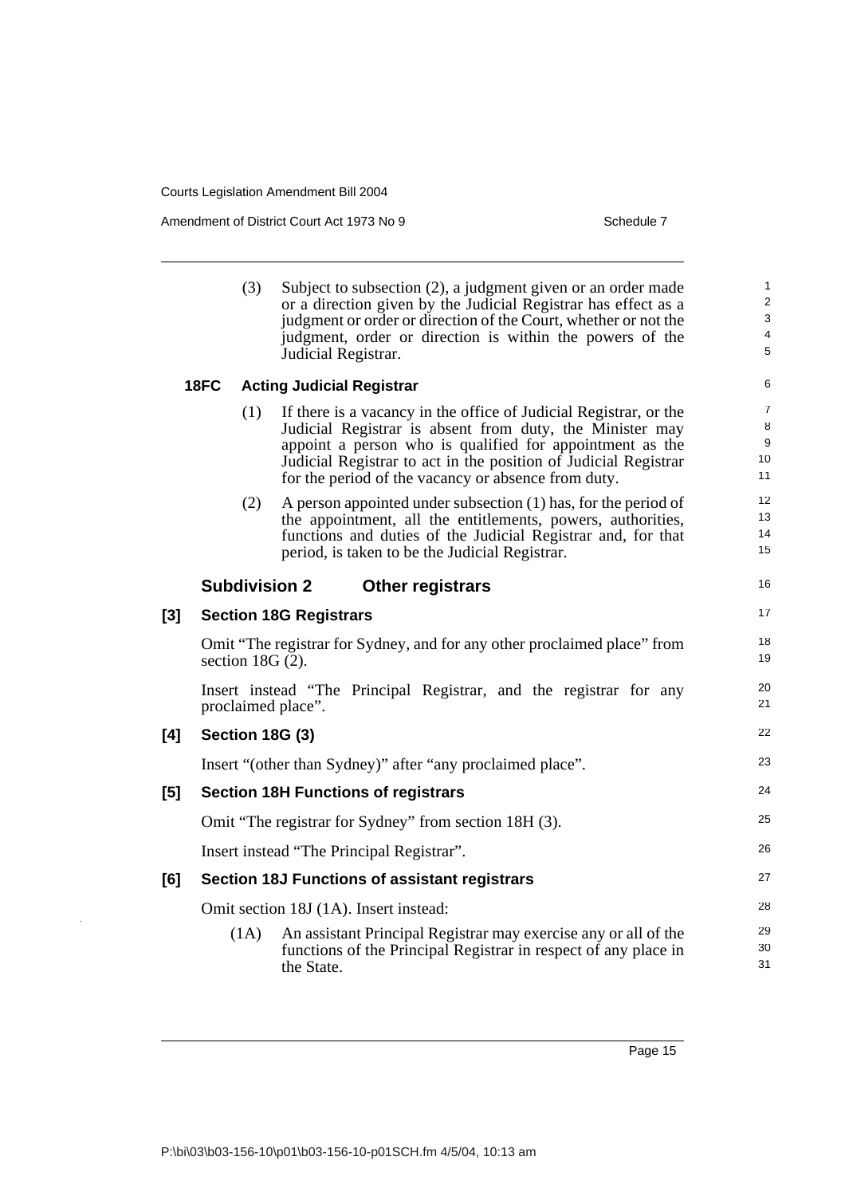(3) Subject to subsection (2), a judgment given or an order made or a direction given by the Judicial Registrar has effect as a judgment or order or direction of the Court, whether or not the judgment, order or direction is within the powers of the Judicial Registrar.

**18FC Acting Judicial Registrar**

(1) If there is a vacancy in the office of Judicial Registrar, or the Judicial Registrar is absent from duty, the Minister may appoint a person who is qualified for appointment as the Judicial Registrar to act in the position of Judicial Registrar for the period of the vacancy or absence from duty.

(2) A person appointed under subsection (1) has, for the period of the appointment, all the entitlements, powers, authorities, functions and duties of the Judicial Registrar and, for that period, is taken to be the Judicial Registrar.

## Subdivision 2 Other registrars

### [3] Section 18G Registrars

Omit "The registrar for Sydney, and for any other proclaimed place" from section 18G (2).

Insert instead "The Principal Registrar, and the registrar for any proclaimed place".

### [4] Section 18G (3)

Insert "(other than Sydney)" after "any proclaimed place".

### [5] Section 18H Functions of registrars

Omit "The registrar for Sydney" from section 18H (3).

Insert instead "The Principal Registrar".

### [6] Section 18J Functions of assistant registrars

Omit section 18J (1A). Insert instead:

(1A) An assistant Principal Registrar may exercise any or all of the functions of the Principal Registrar in respect of any place in the State.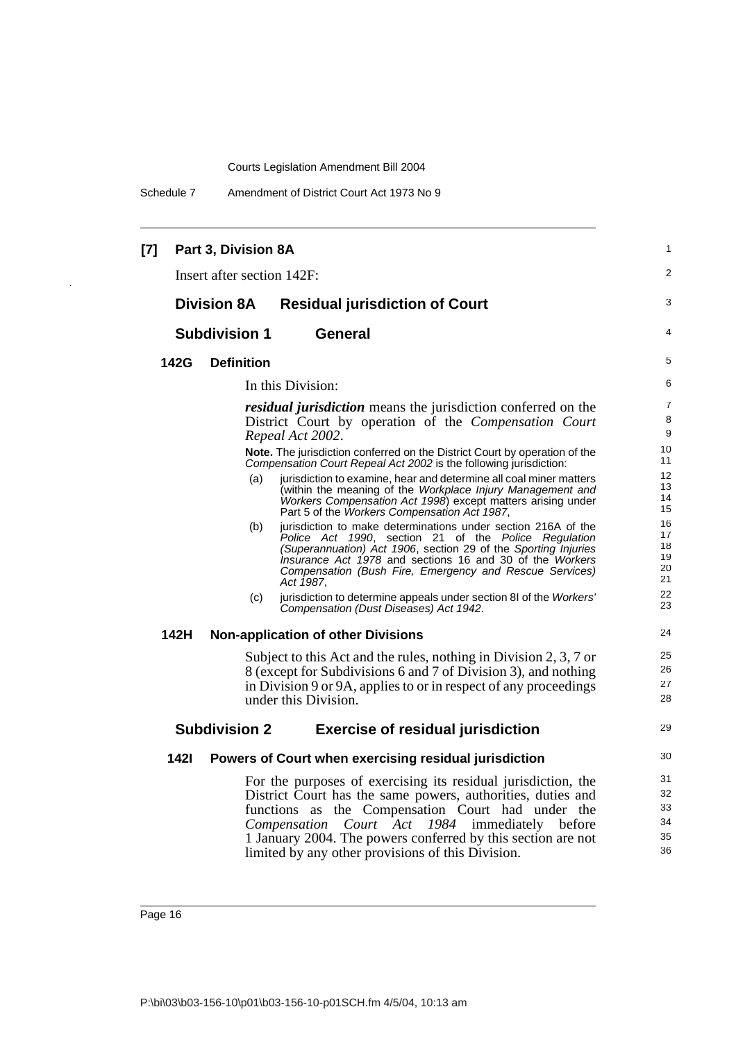**[7] Part 3, Division 8A**

Insert after section 142F:

## Division 8A Residual jurisdiction of Court

### Subdivision 1 General

#### 142G Definition

In this Division:

***residual jurisdiction*** means the jurisdiction conferred on the District Court by operation of the *Compensation Court Repeal Act 2002*.

**Note.** The jurisdiction conferred on the District Court by operation of the *Compensation Court Repeal Act 2002* is the following jurisdiction:

(a) jurisdiction to examine, hear and determine all coal miner matters (within the meaning of the *Workplace Injury Management and Workers Compensation Act 1998*) except matters arising under Part 5 of the *Workers Compensation Act 1987*,

(b) jurisdiction to make determinations under section 216A of the *Police Act 1990*, section 21 of the *Police Regulation (Superannuation) Act 1906*, section 29 of the *Sporting Injuries Insurance Act 1978* and sections 16 and 30 of the *Workers Compensation (Bush Fire, Emergency and Rescue Services) Act 1987*,

(c) jurisdiction to determine appeals under section 8I of the *Workers' Compensation (Dust Diseases) Act 1942*.

#### 142H Non-application of other Divisions

Subject to this Act and the rules, nothing in Division 2, 3, 7 or 8 (except for Subdivisions 6 and 7 of Division 3), and nothing in Division 9 or 9A, applies to or in respect of any proceedings under this Division.

### Subdivision 2 Exercise of residual jurisdiction

#### 142I Powers of Court when exercising residual jurisdiction

For the purposes of exercising its residual jurisdiction, the District Court has the same powers, authorities, duties and functions as the Compensation Court had under the *Compensation Court Act 1984* immediately before 1 January 2004. The powers conferred by this section are not limited by any other provisions of this Division.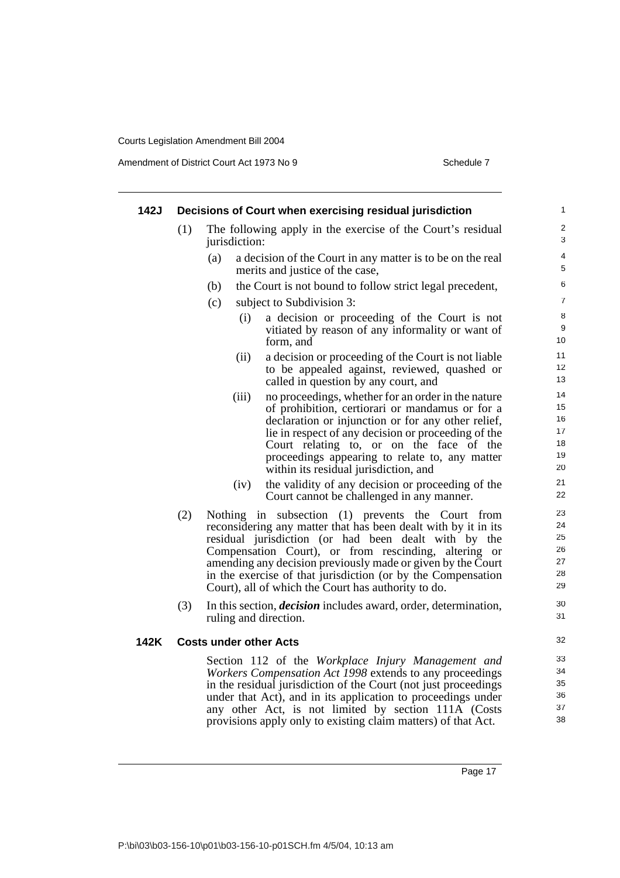### 142J Decisions of Court when exercising residual jurisdiction

(1) The following apply in the exercise of the Court's residual jurisdiction:

- (a) a decision of the Court in any matter is to be on the real merits and justice of the case,
- (b) the Court is not bound to follow strict legal precedent,
- (c) subject to Subdivision 3:
  - (i) a decision or proceeding of the Court is not vitiated by reason of any informality or want of form, and
  - (ii) a decision or proceeding of the Court is not liable to be appealed against, reviewed, quashed or called in question by any court, and
  - (iii) no proceedings, whether for an order in the nature of prohibition, certiorari or mandamus or for a declaration or injunction or for any other relief, lie in respect of any decision or proceeding of the Court relating to, or on the face of the proceedings appearing to relate to, any matter within its residual jurisdiction, and
  - (iv) the validity of any decision or proceeding of the Court cannot be challenged in any manner.

(2) Nothing in subsection (1) prevents the Court from reconsidering any matter that has been dealt with by it in its residual jurisdiction (or had been dealt with by the Compensation Court), or from rescinding, altering or amending any decision previously made or given by the Court in the exercise of that jurisdiction (or by the Compensation Court), all of which the Court has authority to do.

(3) In this section, ***decision*** includes award, order, determination, ruling and direction.

### 142K Costs under other Acts

Section 112 of the *Workplace Injury Management and Workers Compensation Act 1998* extends to any proceedings in the residual jurisdiction of the Court (not just proceedings under that Act), and in its application to proceedings under any other Act, is not limited by section 111A (Costs provisions apply only to existing claim matters) of that Act.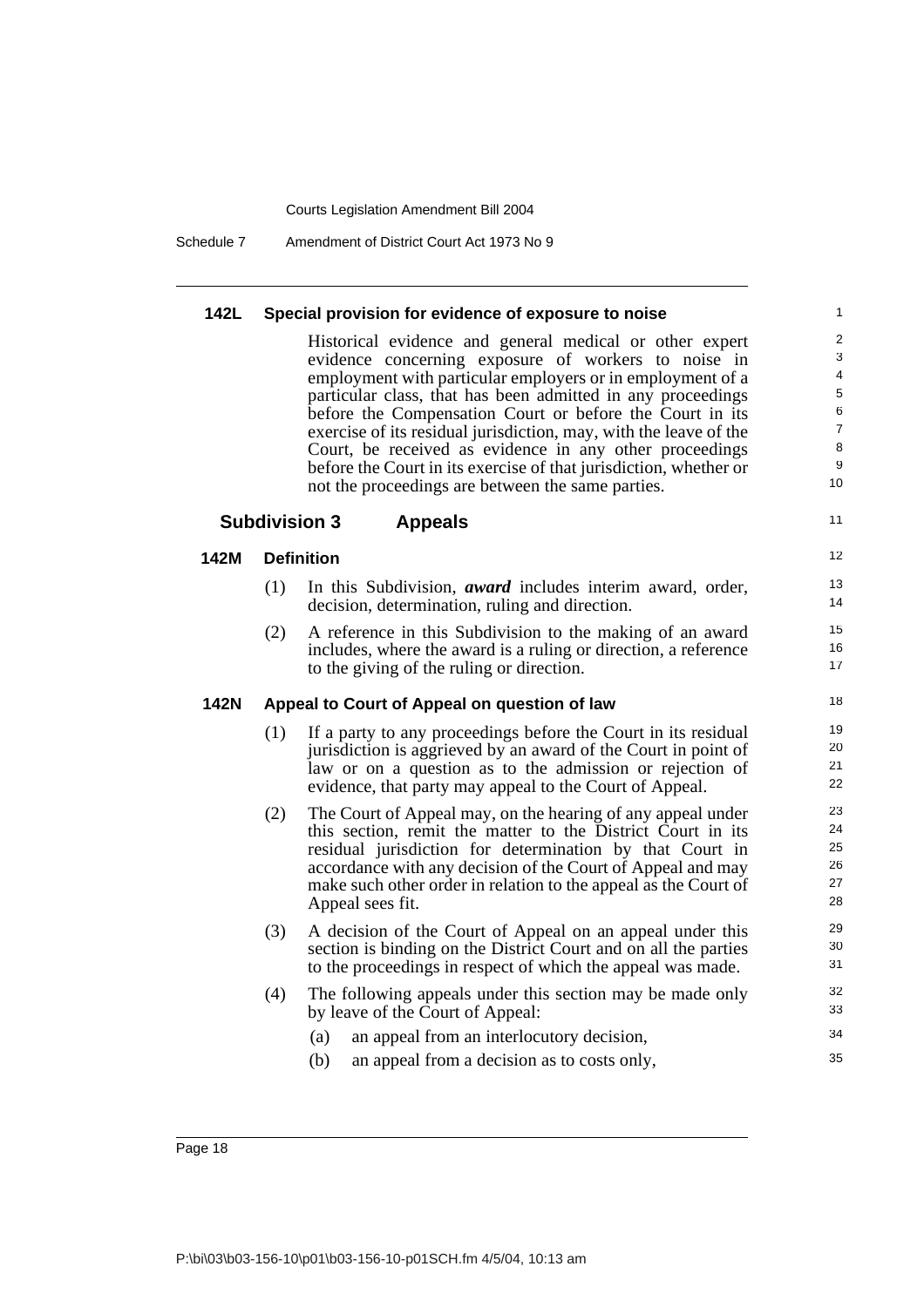**142L Special provision for evidence of exposure to noise**

Historical evidence and general medical or other expert evidence concerning exposure of workers to noise in employment with particular employers or in employment of a particular class, that has been admitted in any proceedings before the Compensation Court or before the Court in its exercise of its residual jurisdiction, may, with the leave of the Court, be received as evidence in any other proceedings before the Court in its exercise of that jurisdiction, whether or not the proceedings are between the same parties.

## Subdivision 3 Appeals

**142M Definition**

(1) In this Subdivision, ***award*** includes interim award, order, decision, determination, ruling and direction.

(2) A reference in this Subdivision to the making of an award includes, where the award is a ruling or direction, a reference to the giving of the ruling or direction.

**142N Appeal to Court of Appeal on question of law**

(1) If a party to any proceedings before the Court in its residual jurisdiction is aggrieved by an award of the Court in point of law or on a question as to the admission or rejection of evidence, that party may appeal to the Court of Appeal.

(2) The Court of Appeal may, on the hearing of any appeal under this section, remit the matter to the District Court in its residual jurisdiction for determination by that Court in accordance with any decision of the Court of Appeal and may make such other order in relation to the appeal as the Court of Appeal sees fit.

(3) A decision of the Court of Appeal on an appeal under this section is binding on the District Court and on all the parties to the proceedings in respect of which the appeal was made.

(4) The following appeals under this section may be made only by leave of the Court of Appeal:

- (a) an appeal from an interlocutory decision,
- (b) an appeal from a decision as to costs only,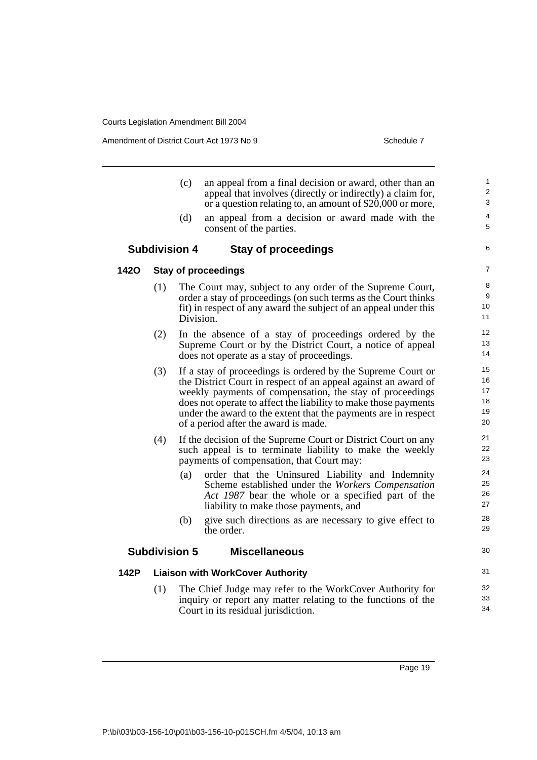(c) an appeal from a final decision or award, other than an appeal that involves (directly or indirectly) a claim for, or a question relating to, an amount of $20,000 or more,

(d) an appeal from a decision or award made with the consent of the parties.

### Subdivision 4 Stay of proceedings

#### 142O Stay of proceedings

(1) The Court may, subject to any order of the Supreme Court, order a stay of proceedings (on such terms as the Court thinks fit) in respect of any award the subject of an appeal under this Division.

(2) In the absence of a stay of proceedings ordered by the Supreme Court or by the District Court, a notice of appeal does not operate as a stay of proceedings.

(3) If a stay of proceedings is ordered by the Supreme Court or the District Court in respect of an appeal against an award of weekly payments of compensation, the stay of proceedings does not operate to affect the liability to make those payments under the award to the extent that the payments are in respect of a period after the award is made.

(4) If the decision of the Supreme Court or District Court on any such appeal is to terminate liability to make the weekly payments of compensation, that Court may:

(a) order that the Uninsured Liability and Indemnity Scheme established under the *Workers Compensation Act 1987* bear the whole or a specified part of the liability to make those payments, and

(b) give such directions as are necessary to give effect to the order.

### Subdivision 5 Miscellaneous

#### 142P Liaison with WorkCover Authority

(1) The Chief Judge may refer to the WorkCover Authority for inquiry or report any matter relating to the functions of the Court in its residual jurisdiction.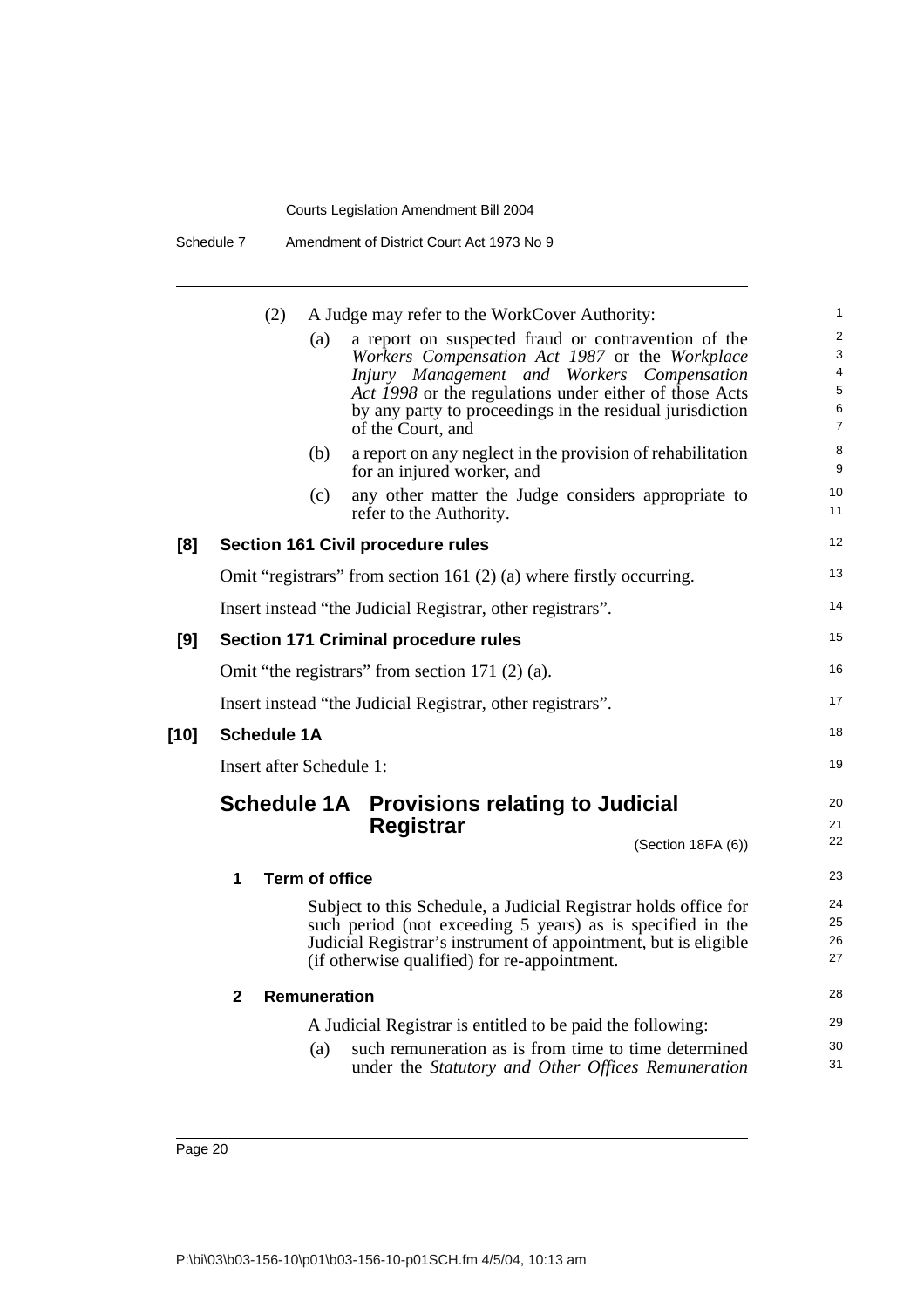(2) A Judge may refer to the WorkCover Authority:

(a) a report on suspected fraud or contravention of the *Workers Compensation Act 1987* or the *Workplace Injury Management and Workers Compensation Act 1998* or the regulations under either of those Acts by any party to proceedings in the residual jurisdiction of the Court, and

(b) a report on any neglect in the provision of rehabilitation for an injured worker, and

(c) any other matter the Judge considers appropriate to refer to the Authority.

### [8] Section 161 Civil procedure rules

Omit "registrars" from section 161 (2) (a) where firstly occurring.

Insert instead "the Judicial Registrar, other registrars".

### [9] Section 171 Criminal procedure rules

Omit "the registrars" from section 171 (2) (a).

Insert instead "the Judicial Registrar, other registrars".

### [10] Schedule 1A

Insert after Schedule 1:

## Schedule 1A Provisions relating to Judicial Registrar

(Section 18FA (6))

### 1 Term of office

Subject to this Schedule, a Judicial Registrar holds office for such period (not exceeding 5 years) as is specified in the Judicial Registrar's instrument of appointment, but is eligible (if otherwise qualified) for re-appointment.

### 2 Remuneration

A Judicial Registrar is entitled to be paid the following:

(a) such remuneration as is from time to time determined under the *Statutory and Other Offices Remuneration*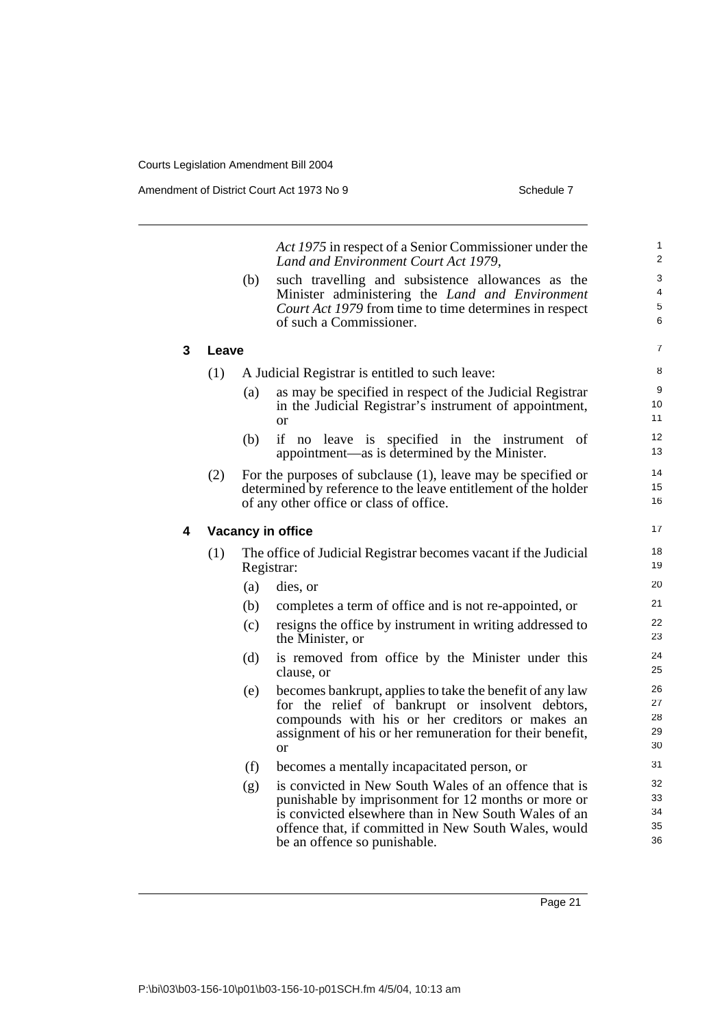*Act 1975* in respect of a Senior Commissioner under the *Land and Environment Court Act 1979*,

(b) such travelling and subsistence allowances as the Minister administering the *Land and Environment Court Act 1979* from time to time determines in respect of such a Commissioner.

### 3 Leave

(1) A Judicial Registrar is entitled to such leave:

(a) as may be specified in respect of the Judicial Registrar in the Judicial Registrar's instrument of appointment, or

(b) if no leave is specified in the instrument of appointment—as is determined by the Minister.

(2) For the purposes of subclause (1), leave may be specified or determined by reference to the leave entitlement of the holder of any other office or class of office.

### 4 Vacancy in office

(1) The office of Judicial Registrar becomes vacant if the Judicial Registrar:

(a) dies, or

(b) completes a term of office and is not re-appointed, or

(c) resigns the office by instrument in writing addressed to the Minister, or

(d) is removed from office by the Minister under this clause, or

(e) becomes bankrupt, applies to take the benefit of any law for the relief of bankrupt or insolvent debtors, compounds with his or her creditors or makes an assignment of his or her remuneration for their benefit, or

(f) becomes a mentally incapacitated person, or

(g) is convicted in New South Wales of an offence that is punishable by imprisonment for 12 months or more or is convicted elsewhere than in New South Wales of an offence that, if committed in New South Wales, would be an offence so punishable.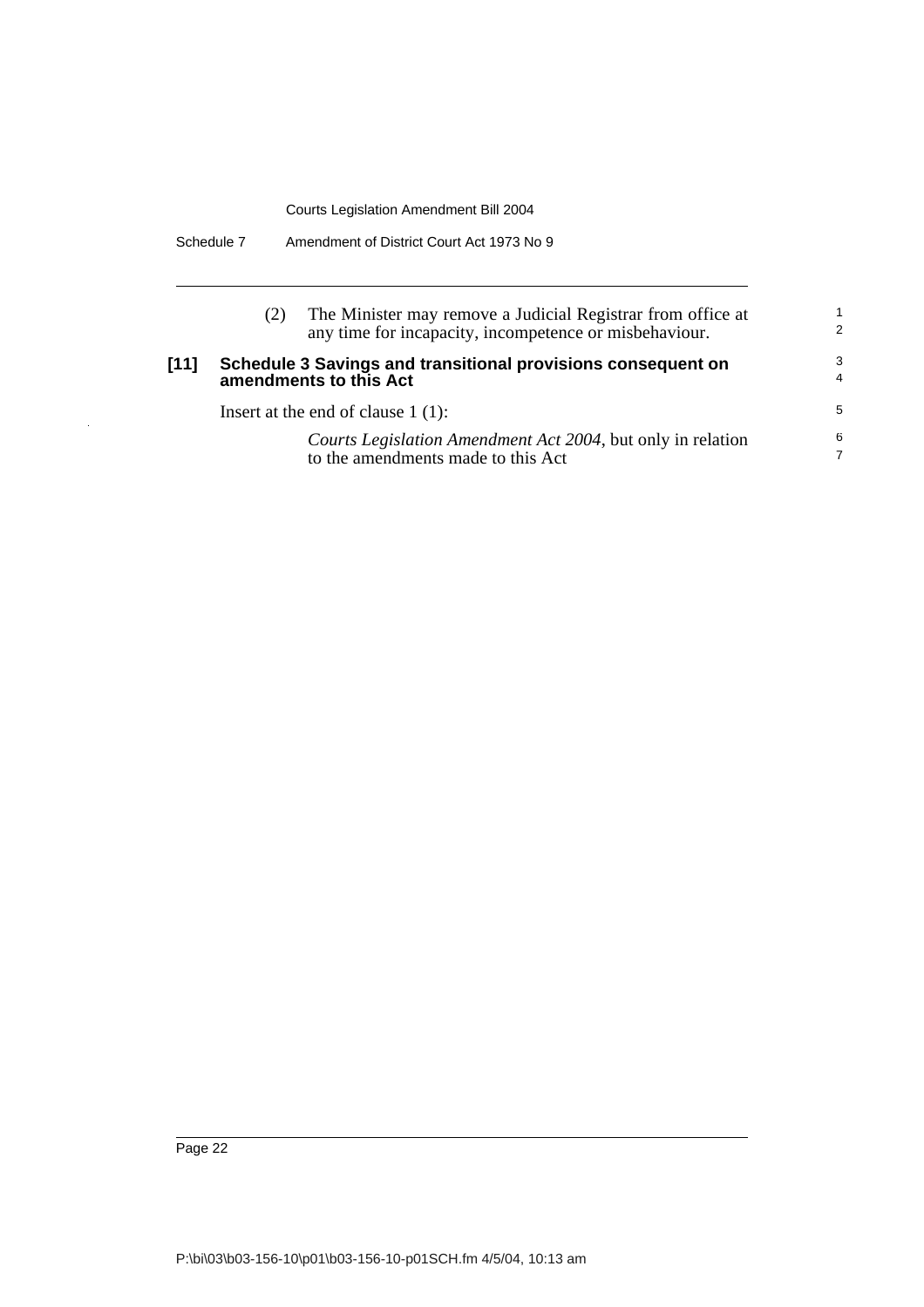(2) The Minister may remove a Judicial Registrar from office at any time for incapacity, incompetence or misbehaviour.

**[11] Schedule 3 Savings and transitional provisions consequent on amendments to this Act**

Insert at the end of clause 1 (1):

*Courts Legislation Amendment Act 2004*, but only in relation to the amendments made to this Act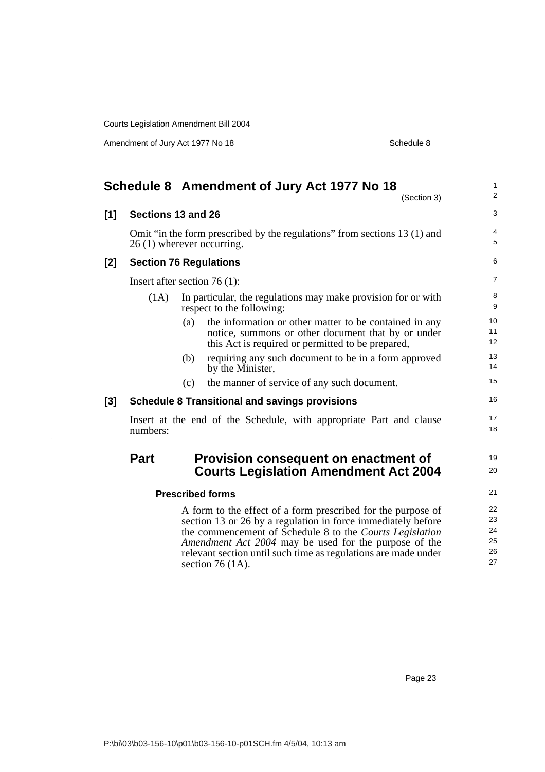## Schedule 8 Amendment of Jury Act 1977 No 18

(Section 3)

**[1] Sections 13 and 26**

Omit "in the form prescribed by the regulations" from sections 13 (1) and 26 (1) wherever occurring.

**[2] Section 76 Regulations**

Insert after section 76 (1):

(1A) In particular, the regulations may make provision for or with respect to the following:

(a) the information or other matter to be contained in any notice, summons or other document that by or under this Act is required or permitted to be prepared,

(b) requiring any such document to be in a form approved by the Minister,

(c) the manner of service of any such document.

**[3] Schedule 8 Transitional and savings provisions**

Insert at the end of the Schedule, with appropriate Part and clause numbers:

### Part Provision consequent on enactment of Courts Legislation Amendment Act 2004

**Prescribed forms**

A form to the effect of a form prescribed for the purpose of section 13 or 26 by a regulation in force immediately before the commencement of Schedule 8 to the *Courts Legislation Amendment Act 2004* may be used for the purpose of the relevant section until such time as regulations are made under section 76 (1A).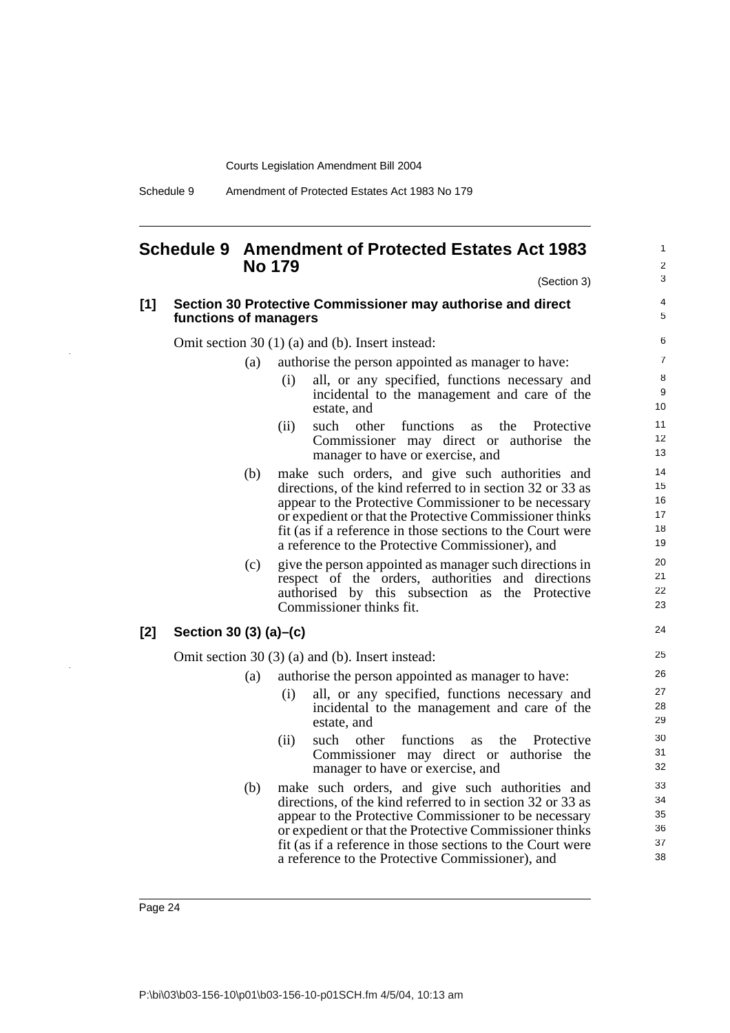# Schedule 9 Amendment of Protected Estates Act 1983 No 179

(Section 3)

**[1] Section 30 Protective Commissioner may authorise and direct functions of managers**

Omit section 30 (1) (a) and (b). Insert instead:

- (a) authorise the person appointed as manager to have:
  - (i) all, or any specified, functions necessary and incidental to the management and care of the estate, and
  - (ii) such other functions as the Protective Commissioner may direct or authorise the manager to have or exercise, and
- (b) make such orders, and give such authorities and directions, of the kind referred to in section 32 or 33 as appear to the Protective Commissioner to be necessary or expedient or that the Protective Commissioner thinks fit (as if a reference in those sections to the Court were a reference to the Protective Commissioner), and
- (c) give the person appointed as manager such directions in respect of the orders, authorities and directions authorised by this subsection as the Protective Commissioner thinks fit.

**[2] Section 30 (3) (a)–(c)**

Omit section 30 (3) (a) and (b). Insert instead:

- (a) authorise the person appointed as manager to have:
  - (i) all, or any specified, functions necessary and incidental to the management and care of the estate, and
  - (ii) such other functions as the Protective Commissioner may direct or authorise the manager to have or exercise, and
- (b) make such orders, and give such authorities and directions, of the kind referred to in section 32 or 33 as appear to the Protective Commissioner to be necessary or expedient or that the Protective Commissioner thinks fit (as if a reference in those sections to the Court were a reference to the Protective Commissioner), and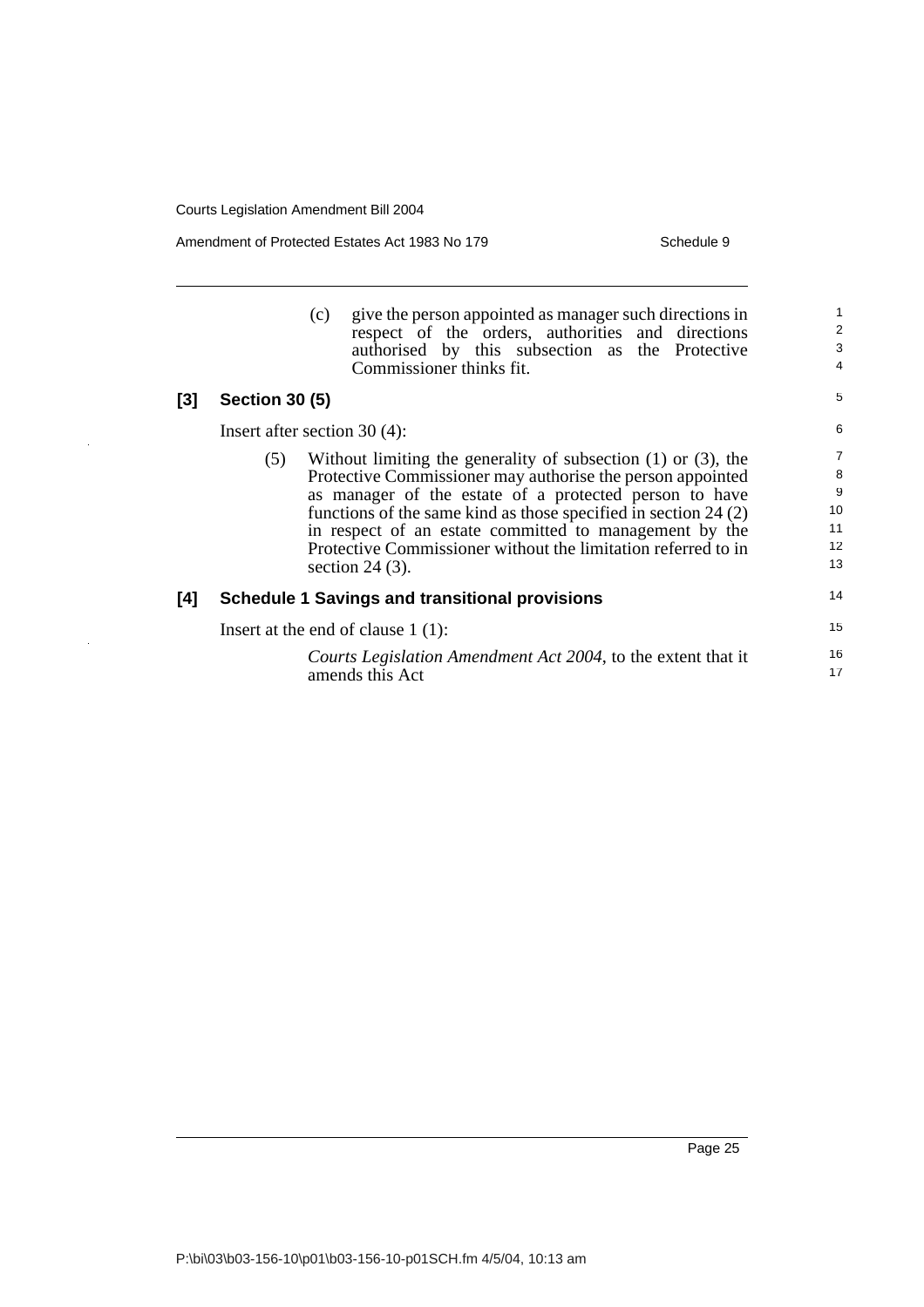(c) give the person appointed as manager such directions in respect of the orders, authorities and directions authorised by this subsection as the Protective Commissioner thinks fit.

### [3] Section 30 (5)

Insert after section 30 (4):

(5) Without limiting the generality of subsection (1) or (3), the Protective Commissioner may authorise the person appointed as manager of the estate of a protected person to have functions of the same kind as those specified in section 24 (2) in respect of an estate committed to management by the Protective Commissioner without the limitation referred to in section 24 (3).

### [4] Schedule 1 Savings and transitional provisions

Insert at the end of clause 1 (1):

*Courts Legislation Amendment Act 2004*, to the extent that it amends this Act